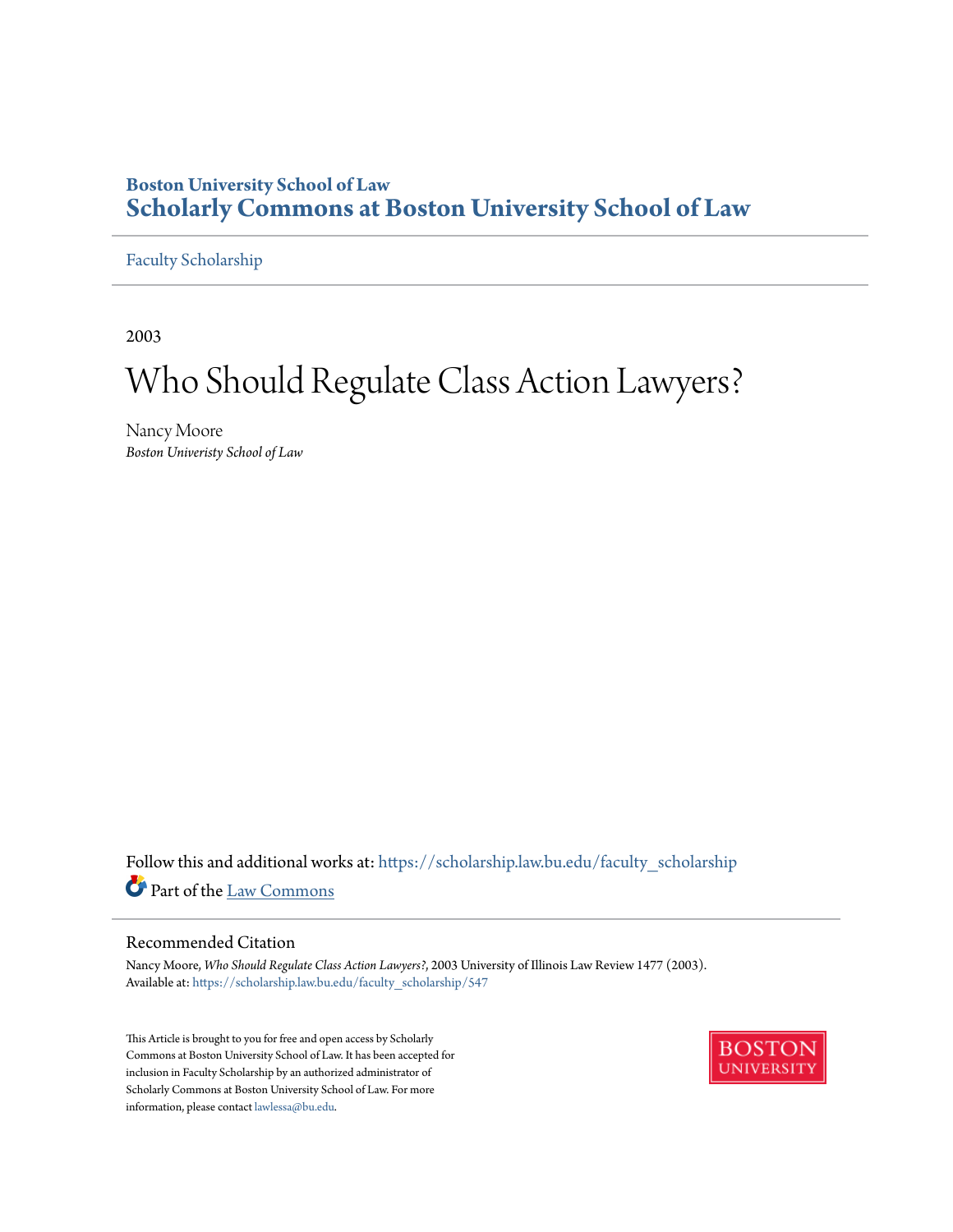Boston University School of Law

# Scholarly Commons at Boston University School of Law

Faculty Scholarship

2003

# Who Should Regulate Class Action Lawyers?

Nancy Moore
*Boston Univeristy School of Law*

Follow this and additional works at: https://scholarship.law.bu.edu/faculty_scholarship

Part of the Law Commons

## Recommended Citation

Nancy Moore, *Who Should Regulate Class Action Lawyers?*, 2003 University of Illinois Law Review 1477 (2003).
Available at: https://scholarship.law.bu.edu/faculty_scholarship/547

This Article is brought to you for free and open access by Scholarly Commons at Boston University School of Law. It has been accepted for inclusion in Faculty Scholarship by an authorized administrator of Scholarly Commons at Boston University School of Law. For more information, please contact lawlessa@bu.edu.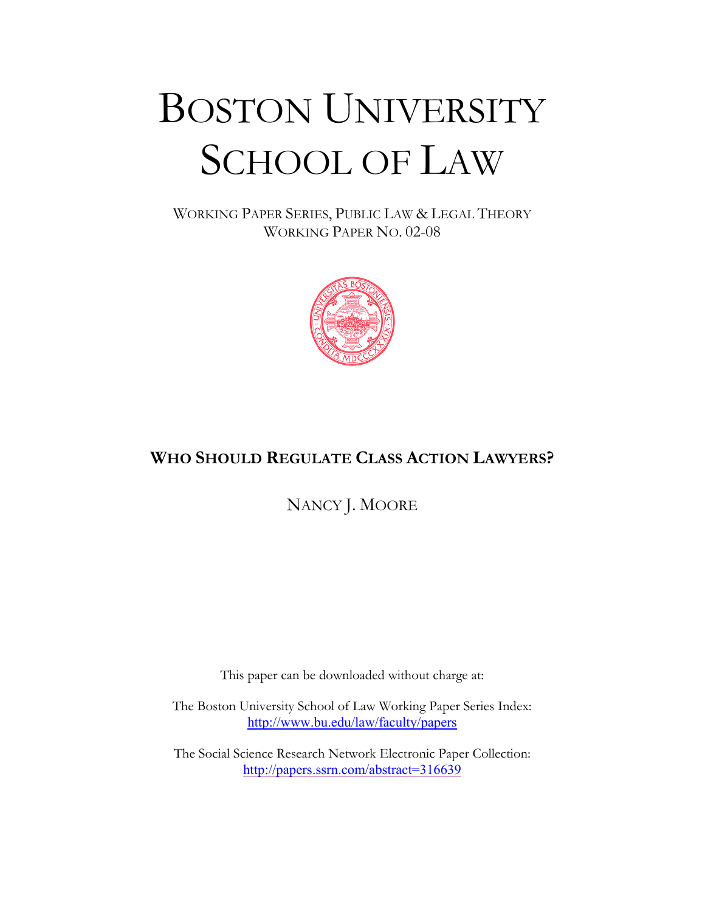# BOSTON UNIVERSITY SCHOOL OF LAW

WORKING PAPER SERIES, PUBLIC LAW & LEGAL THEORY
WORKING PAPER NO. 02-08

## WHO SHOULD REGULATE CLASS ACTION LAWYERS?

NANCY J. MOORE

This paper can be downloaded without charge at:

The Boston University School of Law Working Paper Series Index:
http://www.bu.edu/law/faculty/papers

The Social Science Research Network Electronic Paper Collection:
http://papers.ssrn.com/abstract=316639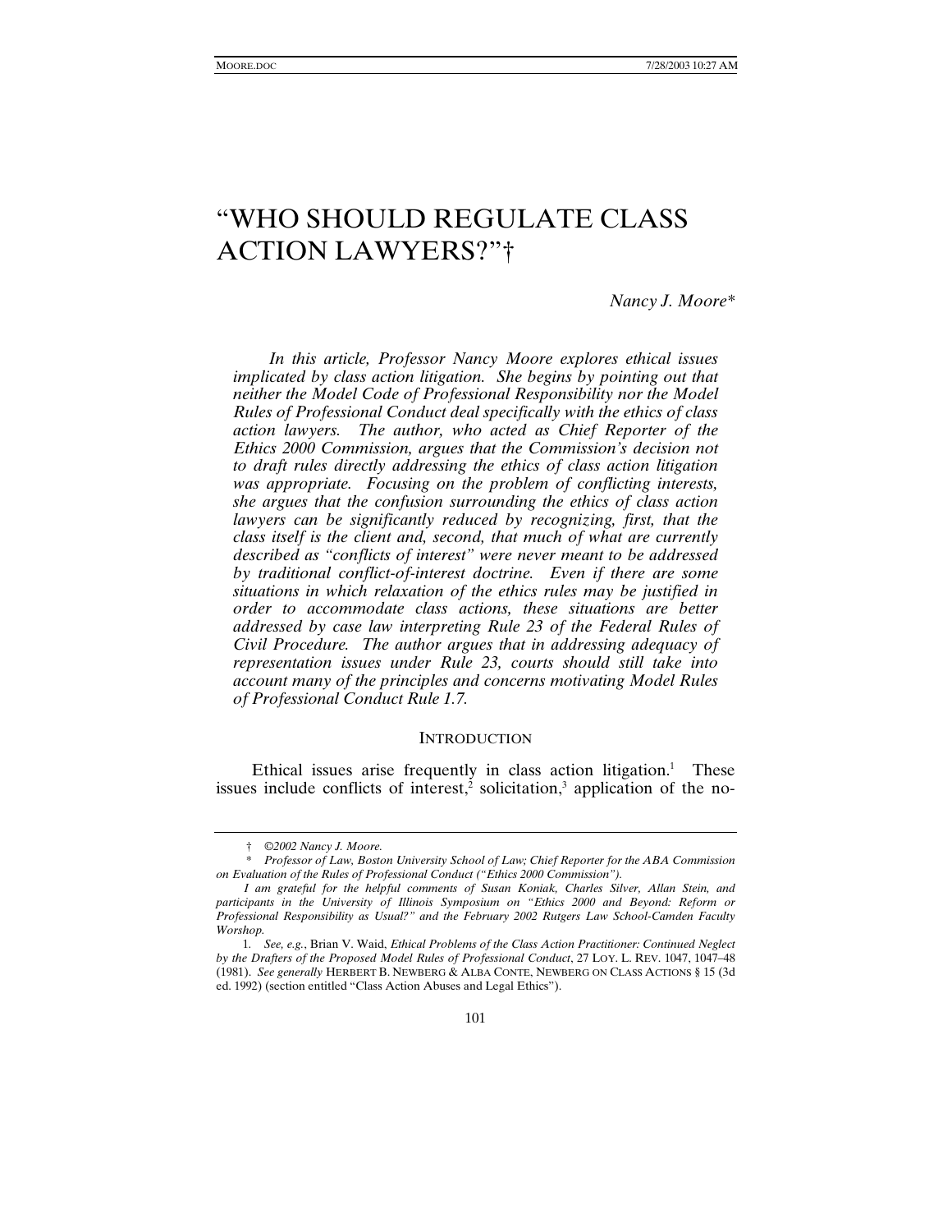# "WHO SHOULD REGULATE CLASS ACTION LAWYERS?"†

*Nancy J. Moore**

*In this article, Professor Nancy Moore explores ethical issues implicated by class action litigation. She begins by pointing out that neither the Model Code of Professional Responsibility nor the Model Rules of Professional Conduct deal specifically with the ethics of class action lawyers. The author, who acted as Chief Reporter of the Ethics 2000 Commission, argues that the Commission's decision not to draft rules directly addressing the ethics of class action litigation was appropriate. Focusing on the problem of conflicting interests, she argues that the confusion surrounding the ethics of class action lawyers can be significantly reduced by recognizing, first, that the class itself is the client and, second, that much of what are currently described as "conflicts of interest" were never meant to be addressed by traditional conflict-of-interest doctrine. Even if there are some situations in which relaxation of the ethics rules may be justified in order to accommodate class actions, these situations are better addressed by case law interpreting Rule 23 of the Federal Rules of Civil Procedure. The author argues that in addressing adequacy of representation issues under Rule 23, courts should still take into account many of the principles and concerns motivating Model Rules of Professional Conduct Rule 1.7.*

## INTRODUCTION

Ethical issues arise frequently in class action litigation.[1] These issues include conflicts of interest,[2] solicitation,[3] application of the no-

† *©2002 Nancy J. Moore.*

\* *Professor of Law, Boston University School of Law; Chief Reporter for the ABA Commission on Evaluation of the Rules of Professional Conduct ("Ethics 2000 Commission").*

*I am grateful for the helpful comments of Susan Koniak, Charles Silver, Allan Stein, and participants in the University of Illinois Symposium on "Ethics 2000 and Beyond: Reform or Professional Responsibility as Usual?" and the February 2002 Rutgers Law School-Camden Faculty Worshop.*

1. *See, e.g.*, Brian V. Waid, *Ethical Problems of the Class Action Practitioner: Continued Neglect by the Drafters of the Proposed Model Rules of Professional Conduct*, 27 LOY. L. REV. 1047, 1047–48 (1981). *See generally* HERBERT B. NEWBERG & ALBA CONTE, NEWBERG ON CLASS ACTIONS § 15 (3d ed. 1992) (section entitled "Class Action Abuses and Legal Ethics").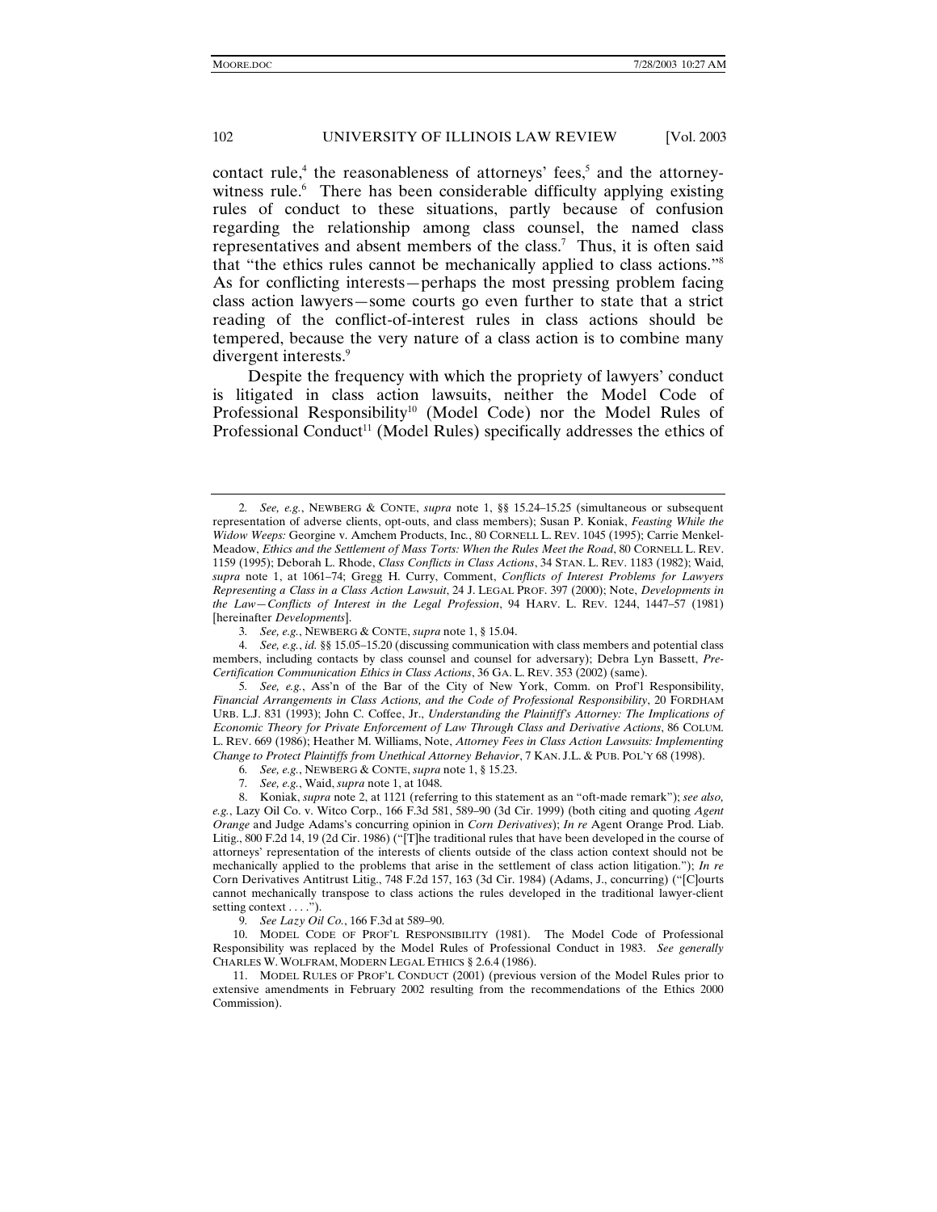contact rule,[4] the reasonableness of attorneys' fees,[5] and the attorney-witness rule.[6] There has been considerable difficulty applying existing rules of conduct to these situations, partly because of confusion regarding the relationship among class counsel, the named class representatives and absent members of the class.[7] Thus, it is often said that "the ethics rules cannot be mechanically applied to class actions."[8] As for conflicting interests—perhaps the most pressing problem facing class action lawyers—some courts go even further to state that a strict reading of the conflict-of-interest rules in class actions should be tempered, because the very nature of a class action is to combine many divergent interests.[9]

Despite the frequency with which the propriety of lawyers' conduct is litigated in class action lawsuits, neither the Model Code of Professional Responsibility[10] (Model Code) nor the Model Rules of Professional Conduct[11] (Model Rules) specifically addresses the ethics of

---

2. *See, e.g.*, NEWBERG & CONTE, *supra* note 1, §§ 15.24–15.25 (simultaneous or subsequent representation of adverse clients, opt-outs, and class members); Susan P. Koniak, *Feasting While the Widow Weeps:* Georgine v. Amchem Products, Inc., 80 CORNELL L. REV. 1045 (1995); Carrie Menkel-Meadow, *Ethics and the Settlement of Mass Torts: When the Rules Meet the Road*, 80 CORNELL L. REV. 1159 (1995); Deborah L. Rhode, *Class Conflicts in Class Actions*, 34 STAN. L. REV. 1183 (1982); Waid, *supra* note 1, at 1061–74; Gregg H. Curry, Comment, *Conflicts of Interest Problems for Lawyers Representing a Class in a Class Action Lawsuit*, 24 J. LEGAL PROF. 397 (2000); Note, *Developments in the Law—Conflicts of Interest in the Legal Profession*, 94 HARV. L. REV. 1244, 1447–57 (1981) [hereinafter *Developments*].

3. *See, e.g.*, NEWBERG & CONTE, *supra* note 1, § 15.04.

4. *See, e.g.*, *id.* §§ 15.05–15.20 (discussing communication with class members and potential class members, including contacts by class counsel and counsel for adversary); Debra Lyn Bassett, *Pre-Certification Communication Ethics in Class Actions*, 36 GA. L. REV. 353 (2002) (same).

5. *See, e.g.*, Ass'n of the Bar of the City of New York, Comm. on Prof'l Responsibility, *Financial Arrangements in Class Actions, and the Code of Professional Responsibility*, 20 FORDHAM URB. L.J. 831 (1993); John C. Coffee, Jr., *Understanding the Plaintiff's Attorney: The Implications of Economic Theory for Private Enforcement of Law Through Class and Derivative Actions*, 86 COLUM. L. REV. 669 (1986); Heather M. Williams, Note, *Attorney Fees in Class Action Lawsuits: Implementing Change to Protect Plaintiffs from Unethical Attorney Behavior*, 7 KAN. J.L. & PUB. POL'Y 68 (1998).

6. *See, e.g.*, NEWBERG & CONTE, *supra* note 1, § 15.23.

7. *See, e.g.*, Waid, *supra* note 1, at 1048.

8. Koniak, *supra* note 2, at 1121 (referring to this statement as an "oft-made remark"); *see also, e.g.*, Lazy Oil Co. v. Witco Corp., 166 F.3d 581, 589–90 (3d Cir. 1999) (both citing and quoting *Agent Orange* and Judge Adams's concurring opinion in *Corn Derivatives*); *In re* Agent Orange Prod. Liab. Litig., 800 F.2d 14, 19 (2d Cir. 1986) ("[T]he traditional rules that have been developed in the course of attorneys' representation of the interests of clients outside of the class action context should not be mechanically applied to the problems that arise in the settlement of class action litigation."); *In re* Corn Derivatives Antitrust Litig., 748 F.2d 157, 163 (3d Cir. 1984) (Adams, J., concurring) ("[C]ourts cannot mechanically transpose to class actions the rules developed in the traditional lawyer-client setting context . . . .").

9. *See Lazy Oil Co.*, 166 F.3d at 589–90.

10. MODEL CODE OF PROF'L RESPONSIBILITY (1981). The Model Code of Professional Responsibility was replaced by the Model Rules of Professional Conduct in 1983. *See generally* CHARLES W. WOLFRAM, MODERN LEGAL ETHICS § 2.6.4 (1986).

11. MODEL RULES OF PROF'L CONDUCT (2001) (previous version of the Model Rules prior to extensive amendments in February 2002 resulting from the recommendations of the Ethics 2000 Commission).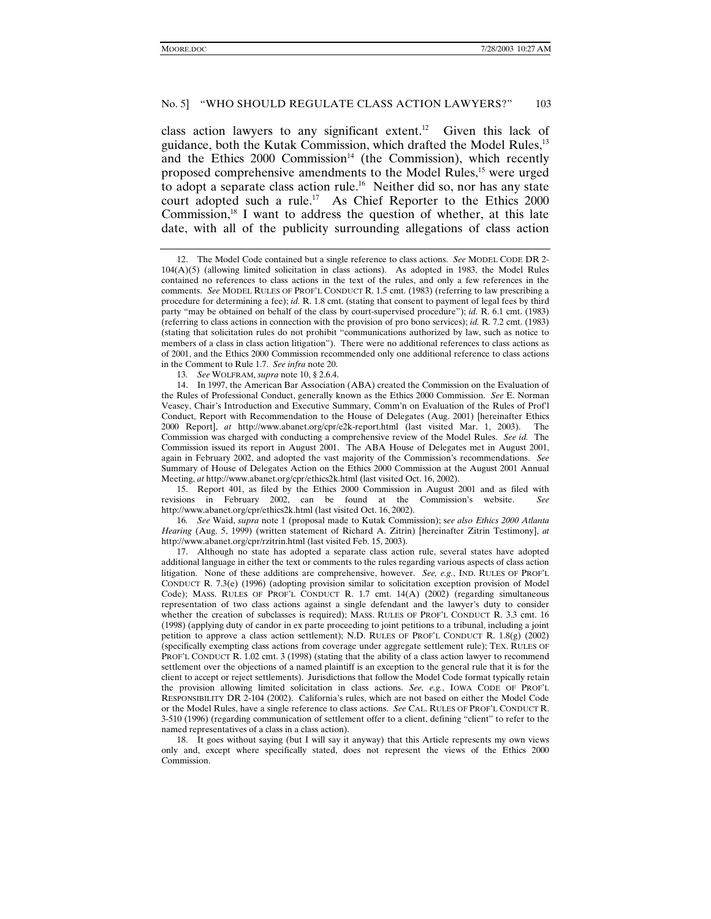class action lawyers to any significant extent.[12] Given this lack of guidance, both the Kutak Commission, which drafted the Model Rules,[13] and the Ethics 2000 Commission[14] (the Commission), which recently proposed comprehensive amendments to the Model Rules,[15] were urged to adopt a separate class action rule.[16] Neither did so, nor has any state court adopted such a rule.[17] As Chief Reporter to the Ethics 2000 Commission,[18] I want to address the question of whether, at this late date, with all of the publicity surrounding allegations of class action

---

12. The Model Code contained but a single reference to class actions. *See* MODEL CODE DR 2-104(A)(5) (allowing limited solicitation in class actions). As adopted in 1983, the Model Rules contained no references to class actions in the text of the rules, and only a few references in the comments. *See* MODEL RULES OF PROF'L CONDUCT R. 1.5 cmt. (1983) (referring to law prescribing a procedure for determining a fee); *id.* R. 1.8 cmt. (stating that consent to payment of legal fees by third party "may be obtained on behalf of the class by court-supervised procedure"); *id.* R. 6.1 cmt. (1983) (referring to class actions in connection with the provision of pro bono services); *id.* R. 7.2 cmt. (1983) (stating that solicitation rules do not prohibit "communications authorized by law, such as notice to members of a class in class action litigation"). There were no additional references to class actions as of 2001, and the Ethics 2000 Commission recommended only one additional reference to class actions in the Comment to Rule 1.7. *See infra* note 20.

13. *See* WOLFRAM, *supra* note 10, § 2.6.4.

14. In 1997, the American Bar Association (ABA) created the Commission on the Evaluation of the Rules of Professional Conduct, generally known as the Ethics 2000 Commission. *See* E. Norman Veasey, Chair's Introduction and Executive Summary, Comm'n on Evaluation of the Rules of Prof'l Conduct, Report with Recommendation to the House of Delegates (Aug. 2001) [hereinafter Ethics 2000 Report], *at* http://www.abanet.org/cpr/e2k-report.html (last visited Mar. 1, 2003). The Commission was charged with conducting a comprehensive review of the Model Rules. *See id.* The Commission issued its report in August 2001. The ABA House of Delegates met in August 2001, again in February 2002, and adopted the vast majority of the Commission's recommendations. *See* Summary of House of Delegates Action on the Ethics 2000 Commission at the August 2001 Annual Meeting, *at* http://www.abanet.org/cpr/ethics2k.html (last visited Oct. 16, 2002).

15. Report 401, as filed by the Ethics 2000 Commission in August 2001 and as filed with revisions in February 2002, can be found at the Commission's website. *See* http://www.abanet.org/cpr/ethics2k.html (last visited Oct. 16, 2002).

16. *See* Waid, *supra* note 1 (proposal made to Kutak Commission); *see also Ethics 2000 Atlanta Hearing* (Aug. 5, 1999) (written statement of Richard A. Zitrin) [hereinafter Zitrin Testimony], *at* http://www.abanet.org/cpr/rzitrin.html (last visited Feb. 15, 2003).

17. Although no state has adopted a separate class action rule, several states have adopted additional language in either the text or comments to the rules regarding various aspects of class action litigation. None of these additions are comprehensive, however. *See, e.g.*, IND. RULES OF PROF'L CONDUCT R. 7.3(e) (1996) (adopting provision similar to solicitation exception provision of Model Code); MASS. RULES OF PROF'L CONDUCT R. 1.7 cmt. 14(A) (2002) (regarding simultaneous representation of two class actions against a single defendant and the lawyer's duty to consider whether the creation of subclasses is required); MASS. RULES OF PROF'L CONDUCT R. 3.3 cmt. 16 (1998) (applying duty of candor in ex parte proceeding to joint petitions to a tribunal, including a joint petition to approve a class action settlement); N.D. RULES OF PROF'L CONDUCT R. 1.8(g) (2002) (specifically exempting class actions from coverage under aggregate settlement rule); TEX. RULES OF PROF'L CONDUCT R. 1.02 cmt. 3 (1998) (stating that the ability of a class action lawyer to recommend settlement over the objections of a named plaintiff is an exception to the general rule that it is for the client to accept or reject settlements). Jurisdictions that follow the Model Code format typically retain the provision allowing limited solicitation in class actions. *See, e.g.*, IOWA CODE OF PROF'L RESPONSIBILITY DR 2-104 (2002). California's rules, which are not based on either the Model Code or the Model Rules, have a single reference to class actions. *See* CAL. RULES OF PROF'L CONDUCT R. 3-510 (1996) (regarding communication of settlement offer to a client, defining "client" to refer to the named representatives of a class in a class action).

18. It goes without saying (but I will say it anyway) that this Article represents my own views only and, except where specifically stated, does not represent the views of the Ethics 2000 Commission.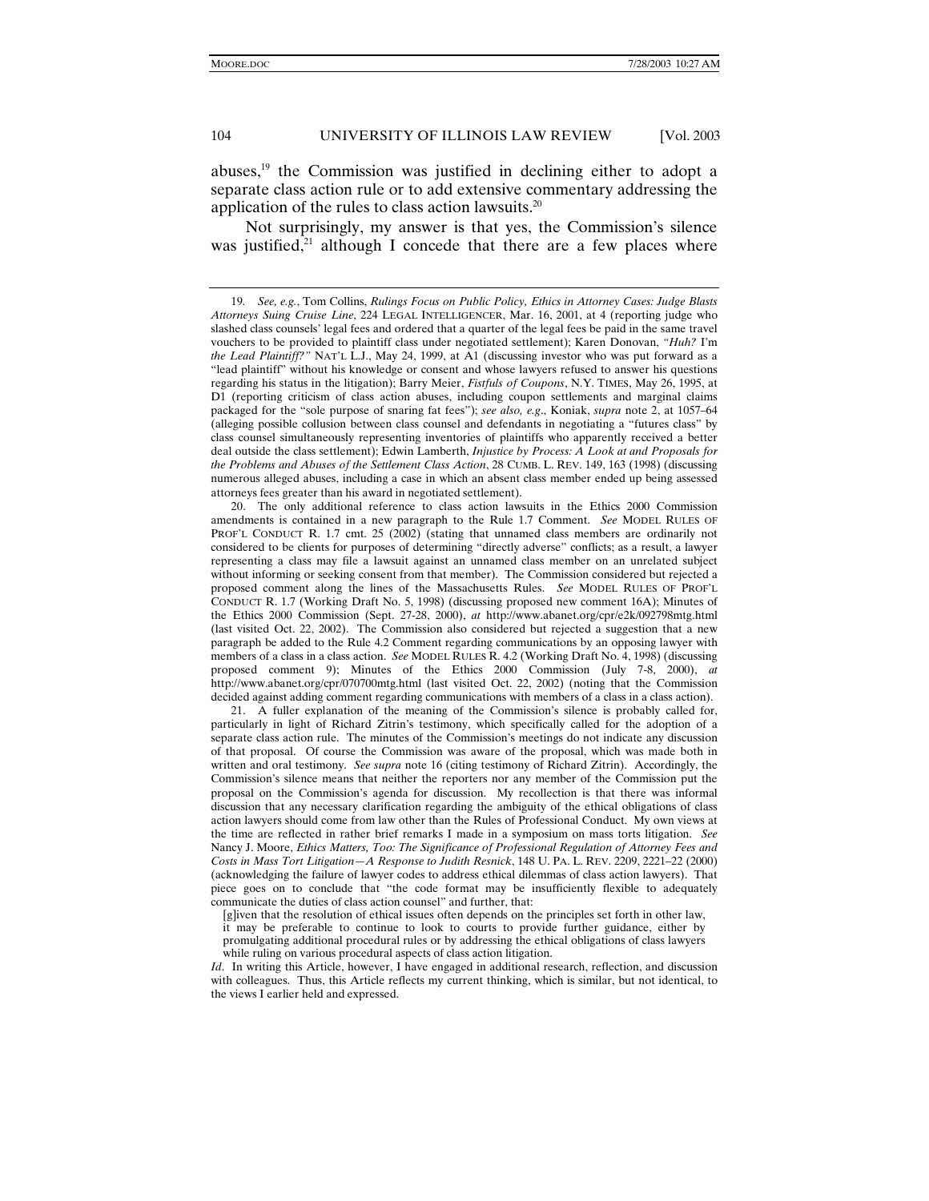abuses,[19] the Commission was justified in declining either to adopt a separate class action rule or to add extensive commentary addressing the application of the rules to class action lawsuits.[20]

Not surprisingly, my answer is that yes, the Commission's silence was justified,[21] although I concede that there are a few places where

---

19. *See, e.g.*, Tom Collins, *Rulings Focus on Public Policy, Ethics in Attorney Cases: Judge Blasts Attorneys Suing Cruise Line*, 224 LEGAL INTELLIGENCER, Mar. 16, 2001, at 4 (reporting judge who slashed class counsels' legal fees and ordered that a quarter of the legal fees be paid in the same travel vouchers to be provided to plaintiff class under negotiated settlement); Karen Donovan, *"Huh? I'm the Lead Plaintiff?"* NAT'L L.J., May 24, 1999, at A1 (discussing investor who was put forward as a "lead plaintiff" without his knowledge or consent and whose lawyers refused to answer his questions regarding his status in the litigation); Barry Meier, *Fistfuls of Coupons*, N.Y. TIMES, May 26, 1995, at D1 (reporting criticism of class action abuses, including coupon settlements and marginal claims packaged for the "sole purpose of snaring fat fees"); *see also, e.g*., Koniak, *supra* note 2, at 1057–64 (alleging possible collusion between class counsel and defendants in negotiating a "futures class" by class counsel simultaneously representing inventories of plaintiffs who apparently received a better deal outside the class settlement); Edwin Lamberth, *Injustice by Process: A Look at and Proposals for the Problems and Abuses of the Settlement Class Action*, 28 CUMB. L. REV. 149, 163 (1998) (discussing numerous alleged abuses, including a case in which an absent class member ended up being assessed attorneys fees greater than his award in negotiated settlement).

20. The only additional reference to class action lawsuits in the Ethics 2000 Commission amendments is contained in a new paragraph to the Rule 1.7 Comment. *See* MODEL RULES OF PROF'L CONDUCT R. 1.7 cmt. 25 (2002) (stating that unnamed class members are ordinarily not considered to be clients for purposes of determining "directly adverse" conflicts; as a result, a lawyer representing a class may file a lawsuit against an unnamed class member on an unrelated subject without informing or seeking consent from that member). The Commission considered but rejected a proposed comment along the lines of the Massachusetts Rules. *See* MODEL RULES OF PROF'L CONDUCT R. 1.7 (Working Draft No. 5, 1998) (discussing proposed new comment 16A); Minutes of the Ethics 2000 Commission (Sept. 27-28, 2000), *at* http://www.abanet.org/cpr/e2k/092798mtg.html (last visited Oct. 22, 2002). The Commission also considered but rejected a suggestion that a new paragraph be added to the Rule 4.2 Comment regarding communications by an opposing lawyer with members of a class in a class action. *See* MODEL RULES R. 4.2 (Working Draft No. 4, 1998) (discussing proposed comment 9); Minutes of the Ethics 2000 Commission (July 7-8, 2000), *at* http://www.abanet.org/cpr/070700mtg.html (last visited Oct. 22, 2002) (noting that the Commission decided against adding comment regarding communications with members of a class in a class action).

21. A fuller explanation of the meaning of the Commission's silence is probably called for, particularly in light of Richard Zitrin's testimony, which specifically called for the adoption of a separate class action rule. The minutes of the Commission's meetings do not indicate any discussion of that proposal. Of course the Commission was aware of the proposal, which was made both in written and oral testimony. *See supra* note 16 (citing testimony of Richard Zitrin). Accordingly, the Commission's silence means that neither the reporters nor any member of the Commission put the proposal on the Commission's agenda for discussion. My recollection is that there was informal discussion that any necessary clarification regarding the ambiguity of the ethical obligations of class action lawyers should come from law other than the Rules of Professional Conduct. My own views at the time are reflected in rather brief remarks I made in a symposium on mass torts litigation. *See* Nancy J. Moore, *Ethics Matters, Too: The Significance of Professional Regulation of Attorney Fees and Costs in Mass Tort Litigation—A Response to Judith Resnick*, 148 U. PA. L. REV. 2209, 2221–22 (2000) (acknowledging the failure of lawyer codes to address ethical dilemmas of class action lawyers). That piece goes on to conclude that "the code format may be insufficiently flexible to adequately communicate the duties of class action counsel" and further, that:

> [g]iven that the resolution of ethical issues often depends on the principles set forth in other law, it may be preferable to continue to look to courts to provide further guidance, either by promulgating additional procedural rules or by addressing the ethical obligations of class lawyers while ruling on various procedural aspects of class action litigation.

*Id*. In writing this Article, however, I have engaged in additional research, reflection, and discussion with colleagues. Thus, this Article reflects my current thinking, which is similar, but not identical, to the views I earlier held and expressed.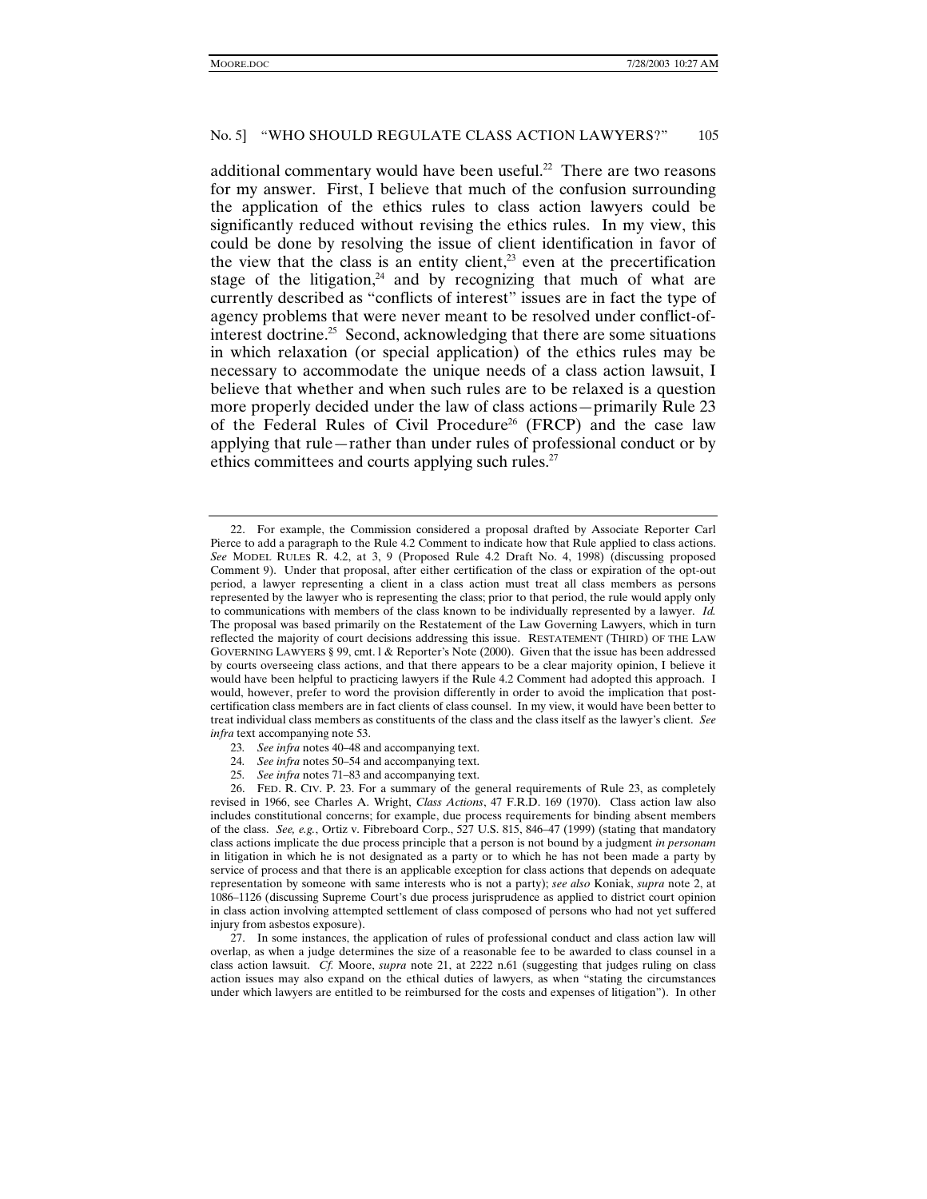additional commentary would have been useful.[22] There are two reasons for my answer. First, I believe that much of the confusion surrounding the application of the ethics rules to class action lawyers could be significantly reduced without revising the ethics rules. In my view, this could be done by resolving the issue of client identification in favor of the view that the class is an entity client,[23] even at the precertification stage of the litigation,[24] and by recognizing that much of what are currently described as "conflicts of interest" issues are in fact the type of agency problems that were never meant to be resolved under conflict-of-interest doctrine.[25] Second, acknowledging that there are some situations in which relaxation (or special application) of the ethics rules may be necessary to accommodate the unique needs of a class action lawsuit, I believe that whether and when such rules are to be relaxed is a question more properly decided under the law of class actions—primarily Rule 23 of the Federal Rules of Civil Procedure[26] (FRCP) and the case law applying that rule—rather than under rules of professional conduct or by ethics committees and courts applying such rules.[27]

---

22. For example, the Commission considered a proposal drafted by Associate Reporter Carl Pierce to add a paragraph to the Rule 4.2 Comment to indicate how that Rule applied to class actions. *See* MODEL RULES R. 4.2, at 3, 9 (Proposed Rule 4.2 Draft No. 4, 1998) (discussing proposed Comment 9). Under that proposal, after either certification of the class or expiration of the opt-out period, a lawyer representing a client in a class action must treat all class members as persons represented by the lawyer who is representing the class; prior to that period, the rule would apply only to communications with members of the class known to be individually represented by a lawyer. *Id.* The proposal was based primarily on the Restatement of the Law Governing Lawyers, which in turn reflected the majority of court decisions addressing this issue. RESTATEMENT (THIRD) OF THE LAW GOVERNING LAWYERS § 99, cmt. l & Reporter's Note (2000). Given that the issue has been addressed by courts overseeing class actions, and that there appears to be a clear majority opinion, I believe it would have been helpful to practicing lawyers if the Rule 4.2 Comment had adopted this approach. I would, however, prefer to word the provision differently in order to avoid the implication that post-certification class members are in fact clients of class counsel. In my view, it would have been better to treat individual class members as constituents of the class and the class itself as the lawyer's client. *See infra* text accompanying note 53.

23. *See infra* notes 40–48 and accompanying text.

24. *See infra* notes 50–54 and accompanying text.

25. *See infra* notes 71–83 and accompanying text.

26. FED. R. CIV. P. 23. For a summary of the general requirements of Rule 23, as completely revised in 1966, see Charles A. Wright, *Class Actions*, 47 F.R.D. 169 (1970). Class action law also includes constitutional concerns; for example, due process requirements for binding absent members of the class. *See, e.g.*, Ortiz v. Fibreboard Corp., 527 U.S. 815, 846–47 (1999) (stating that mandatory class actions implicate the due process principle that a person is not bound by a judgment *in personam* in litigation in which he is not designated as a party or to which he has not been made a party by service of process and that there is an applicable exception for class actions that depends on adequate representation by someone with same interests who is not a party); *see also* Koniak, *supra* note 2, at 1086–1126 (discussing Supreme Court's due process jurisprudence as applied to district court opinion in class action involving attempted settlement of class composed of persons who had not yet suffered injury from asbestos exposure).

27. In some instances, the application of rules of professional conduct and class action law will overlap, as when a judge determines the size of a reasonable fee to be awarded to class counsel in a class action lawsuit. *Cf.* Moore, *supra* note 21, at 2222 n.61 (suggesting that judges ruling on class action issues may also expand on the ethical duties of lawyers, as when "stating the circumstances under which lawyers are entitled to be reimbursed for the costs and expenses of litigation"). In other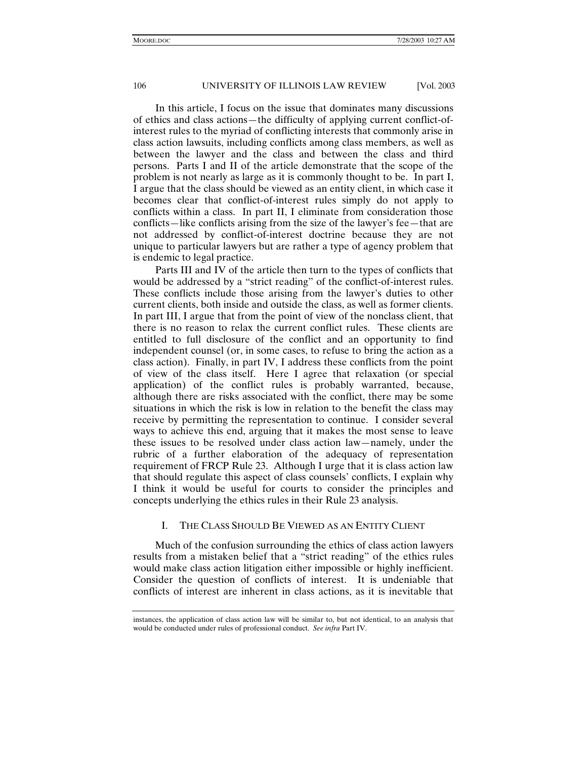In this article, I focus on the issue that dominates many discussions of ethics and class actions—the difficulty of applying current conflict-of-interest rules to the myriad of conflicting interests that commonly arise in class action lawsuits, including conflicts among class members, as well as between the lawyer and the class and between the class and third persons. Parts I and II of the article demonstrate that the scope of the problem is not nearly as large as it is commonly thought to be. In part I, I argue that the class should be viewed as an entity client, in which case it becomes clear that conflict-of-interest rules simply do not apply to conflicts within a class. In part II, I eliminate from consideration those conflicts—like conflicts arising from the size of the lawyer's fee—that are not addressed by conflict-of-interest doctrine because they are not unique to particular lawyers but are rather a type of agency problem that is endemic to legal practice.

Parts III and IV of the article then turn to the types of conflicts that would be addressed by a "strict reading" of the conflict-of-interest rules. These conflicts include those arising from the lawyer's duties to other current clients, both inside and outside the class, as well as former clients. In part III, I argue that from the point of view of the nonclass client, that there is no reason to relax the current conflict rules. These clients are entitled to full disclosure of the conflict and an opportunity to find independent counsel (or, in some cases, to refuse to bring the action as a class action). Finally, in part IV, I address these conflicts from the point of view of the class itself. Here I agree that relaxation (or special application) of the conflict rules is probably warranted, because, although there are risks associated with the conflict, there may be some situations in which the risk is low in relation to the benefit the class may receive by permitting the representation to continue. I consider several ways to achieve this end, arguing that it makes the most sense to leave these issues to be resolved under class action law—namely, under the rubric of a further elaboration of the adequacy of representation requirement of FRCP Rule 23. Although I urge that it is class action law that should regulate this aspect of class counsels' conflicts, I explain why I think it would be useful for courts to consider the principles and concepts underlying the ethics rules in their Rule 23 analysis.

## I. The Class Should Be Viewed as an Entity Client

Much of the confusion surrounding the ethics of class action lawyers results from a mistaken belief that a "strict reading" of the ethics rules would make class action litigation either impossible or highly inefficient. Consider the question of conflicts of interest. It is undeniable that conflicts of interest are inherent in class actions, as it is inevitable that

---

instances, the application of class action law will be similar to, but not identical, to an analysis that would be conducted under rules of professional conduct. *See infra* Part IV.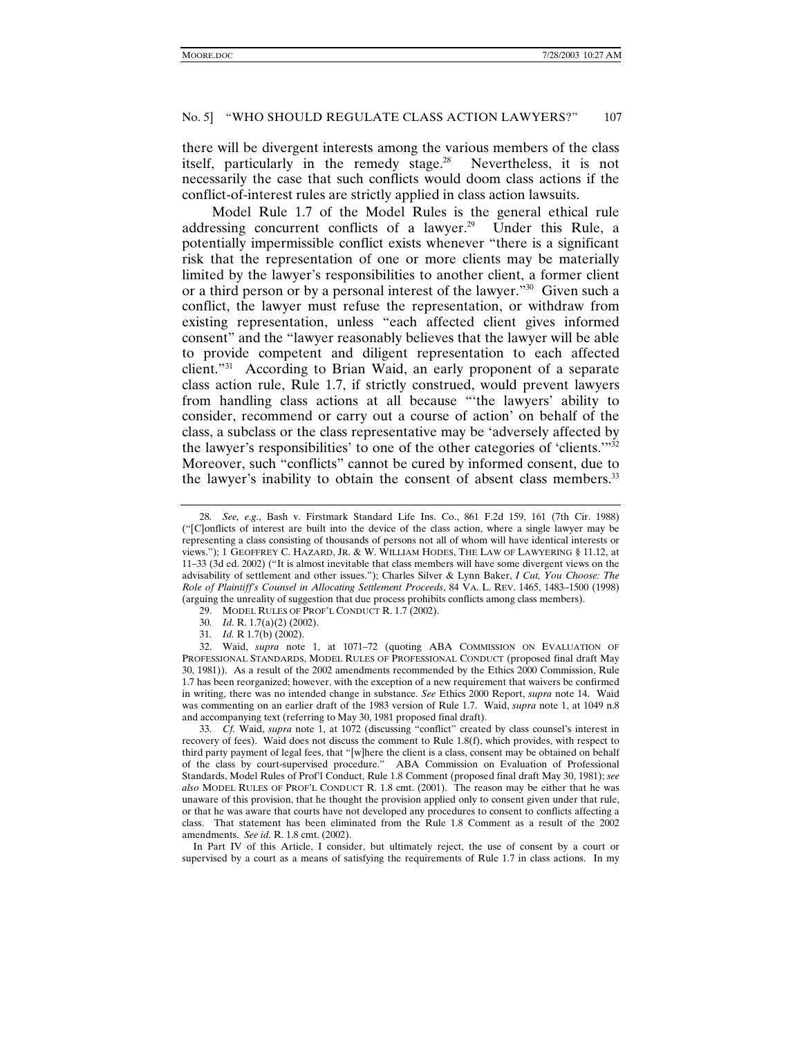there will be divergent interests among the various members of the class itself, particularly in the remedy stage.[28] Nevertheless, it is not necessarily the case that such conflicts would doom class actions if the conflict-of-interest rules are strictly applied in class action lawsuits.

Model Rule 1.7 of the Model Rules is the general ethical rule addressing concurrent conflicts of a lawyer.[29] Under this Rule, a potentially impermissible conflict exists whenever "there is a significant risk that the representation of one or more clients may be materially limited by the lawyer's responsibilities to another client, a former client or a third person or by a personal interest of the lawyer."[30] Given such a conflict, the lawyer must refuse the representation, or withdraw from existing representation, unless "each affected client gives informed consent" and the "lawyer reasonably believes that the lawyer will be able to provide competent and diligent representation to each affected client."[31] According to Brian Waid, an early proponent of a separate class action rule, Rule 1.7, if strictly construed, would prevent lawyers from handling class actions at all because "'the lawyers' ability to consider, recommend or carry out a course of action' on behalf of the class, a subclass or the class representative may be 'adversely affected by the lawyer's responsibilities' to one of the other categories of 'clients.'"[32] Moreover, such "conflicts" cannot be cured by informed consent, due to the lawyer's inability to obtain the consent of absent class members.[33]

---

28. *See, e.g.*, Bash v. Firstmark Standard Life Ins. Co., 861 F.2d 159, 161 (7th Cir. 1988) ("[C]onflicts of interest are built into the device of the class action, where a single lawyer may be representing a class consisting of thousands of persons not all of whom will have identical interests or views."); 1 GEOFFREY C. HAZARD, JR. & W. WILLIAM HODES, THE LAW OF LAWYERING § 11.12, at 11–33 (3d ed. 2002) ("It is almost inevitable that class members will have some divergent views on the advisability of settlement and other issues."); Charles Silver & Lynn Baker, *I Cut, You Choose: The Role of Plaintiff's Counsel in Allocating Settlement Proceeds*, 84 VA. L. REV. 1465, 1483–1500 (1998) (arguing the unreality of suggestion that due process prohibits conflicts among class members).

29. MODEL RULES OF PROF'L CONDUCT R. 1.7 (2002).

30. *Id.* R. 1.7(a)(2) (2002).

31. *Id.* R 1.7(b) (2002).

32. Waid, *supra* note 1, at 1071–72 (quoting ABA COMMISSION ON EVALUATION OF PROFESSIONAL STANDARDS, MODEL RULES OF PROFESSIONAL CONDUCT (proposed final draft May 30, 1981)). As a result of the 2002 amendments recommended by the Ethics 2000 Commission, Rule 1.7 has been reorganized; however, with the exception of a new requirement that waivers be confirmed in writing, there was no intended change in substance. *See* Ethics 2000 Report, *supra* note 14. Waid was commenting on an earlier draft of the 1983 version of Rule 1.7. Waid, *supra* note 1, at 1049 n.8 and accompanying text (referring to May 30, 1981 proposed final draft).

33. *Cf.* Waid, *supra* note 1, at 1072 (discussing "conflict" created by class counsel's interest in recovery of fees). Waid does not discuss the comment to Rule 1.8(f), which provides, with respect to third party payment of legal fees, that "[w]here the client is a class, consent may be obtained on behalf of the class by court-supervised procedure." ABA Commission on Evaluation of Professional Standards, Model Rules of Prof'l Conduct, Rule 1.8 Comment (proposed final draft May 30, 1981); *see also* MODEL RULES OF PROF'L CONDUCT R. 1.8 cmt. (2001). The reason may be either that he was unaware of this provision, that he thought the provision applied only to consent given under that rule, or that he was aware that courts have not developed any procedures to consent to conflicts affecting a class. That statement has been eliminated from the Rule 1.8 Comment as a result of the 2002 amendments. *See id.* R. 1.8 cmt. (2002).

In Part IV of this Article, I consider, but ultimately reject, the use of consent by a court or supervised by a court as a means of satisfying the requirements of Rule 1.7 in class actions. In my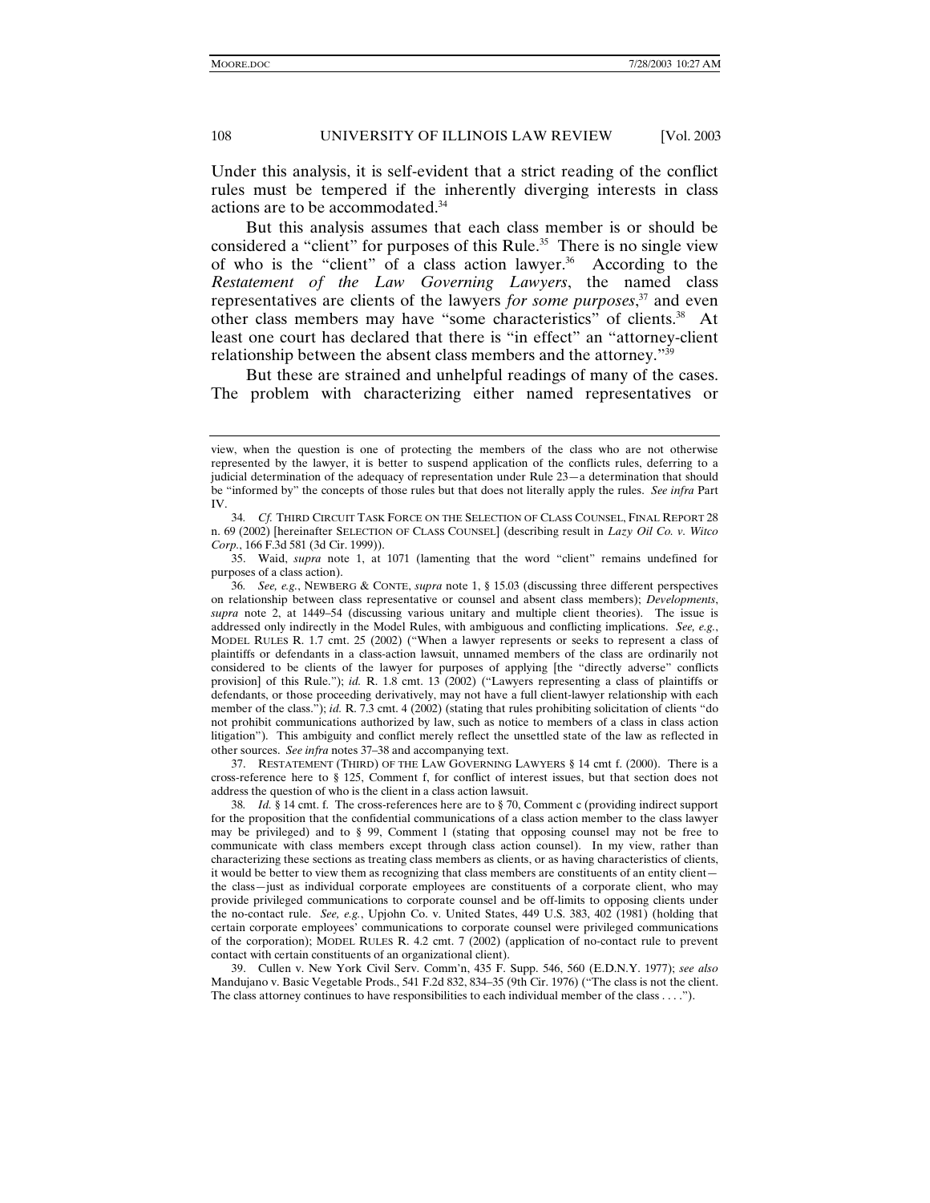Under this analysis, it is self-evident that a strict reading of the conflict rules must be tempered if the inherently diverging interests in class actions are to be accommodated.[34]

But this analysis assumes that each class member is or should be considered a "client" for purposes of this Rule.[35] There is no single view of who is the "client" of a class action lawyer.[36] According to the *Restatement of the Law Governing Lawyers*, the named class representatives are clients of the lawyers *for some purposes*,[37] and even other class members may have "some characteristics" of clients.[38] At least one court has declared that there is "in effect" an "attorney-client relationship between the absent class members and the attorney."[39]

But these are strained and unhelpful readings of many of the cases. The problem with characterizing either named representatives or

---

view, when the question is one of protecting the members of the class who are not otherwise represented by the lawyer, it is better to suspend application of the conflicts rules, deferring to a judicial determination of the adequacy of representation under Rule 23—a determination that should be "informed by" the concepts of those rules but that does not literally apply the rules. *See infra* Part IV.

34. *Cf.* THIRD CIRCUIT TASK FORCE ON THE SELECTION OF CLASS COUNSEL, FINAL REPORT 28 n. 69 (2002) [hereinafter SELECTION OF CLASS COUNSEL] (describing result in *Lazy Oil Co. v. Witco Corp.*, 166 F.3d 581 (3d Cir. 1999)).

35. Waid, *supra* note 1, at 1071 (lamenting that the word "client" remains undefined for purposes of a class action).

36. *See, e.g.*, NEWBERG & CONTE, *supra* note 1, § 15.03 (discussing three different perspectives on relationship between class representative or counsel and absent class members); *Developments*, *supra* note 2, at 1449–54 (discussing various unitary and multiple client theories). The issue is addressed only indirectly in the Model Rules, with ambiguous and conflicting implications. *See, e.g.*, MODEL RULES R. 1.7 cmt. 25 (2002) ("When a lawyer represents or seeks to represent a class of plaintiffs or defendants in a class-action lawsuit, unnamed members of the class are ordinarily not considered to be clients of the lawyer for purposes of applying [the "directly adverse" conflicts provision] of this Rule."); *id.* R. 1.8 cmt. 13 (2002) ("Lawyers representing a class of plaintiffs or defendants, or those proceeding derivatively, may not have a full client-lawyer relationship with each member of the class."); *id.* R. 7.3 cmt. 4 (2002) (stating that rules prohibiting solicitation of clients "do not prohibit communications authorized by law, such as notice to members of a class in class action litigation"). This ambiguity and conflict merely reflect the unsettled state of the law as reflected in other sources. *See infra* notes 37–38 and accompanying text.

37. RESTATEMENT (THIRD) OF THE LAW GOVERNING LAWYERS § 14 cmt f. (2000). There is a cross-reference here to § 125, Comment f, for conflict of interest issues, but that section does not address the question of who is the client in a class action lawsuit.

38. *Id.* § 14 cmt. f. The cross-references here are to § 70, Comment c (providing indirect support for the proposition that the confidential communications of a class action member to the class lawyer may be privileged) and to § 99, Comment l (stating that opposing counsel may not be free to communicate with class members except through class action counsel). In my view, rather than characterizing these sections as treating class members as clients, or as having characteristics of clients, it would be better to view them as recognizing that class members are constituents of an entity client—the class—just as individual corporate employees are constituents of a corporate client, who may provide privileged communications to corporate counsel and be off-limits to opposing clients under the no-contact rule. *See, e.g.*, Upjohn Co. v. United States, 449 U.S. 383, 402 (1981) (holding that certain corporate employees' communications to corporate counsel were privileged communications of the corporation); MODEL RULES R. 4.2 cmt. 7 (2002) (application of no-contact rule to prevent contact with certain constituents of an organizational client).

39. Cullen v. New York Civil Serv. Comm'n, 435 F. Supp. 546, 560 (E.D.N.Y. 1977); *see also* Mandujano v. Basic Vegetable Prods., 541 F.2d 832, 834–35 (9th Cir. 1976) ("The class is not the client. The class attorney continues to have responsibilities to each individual member of the class . . . .").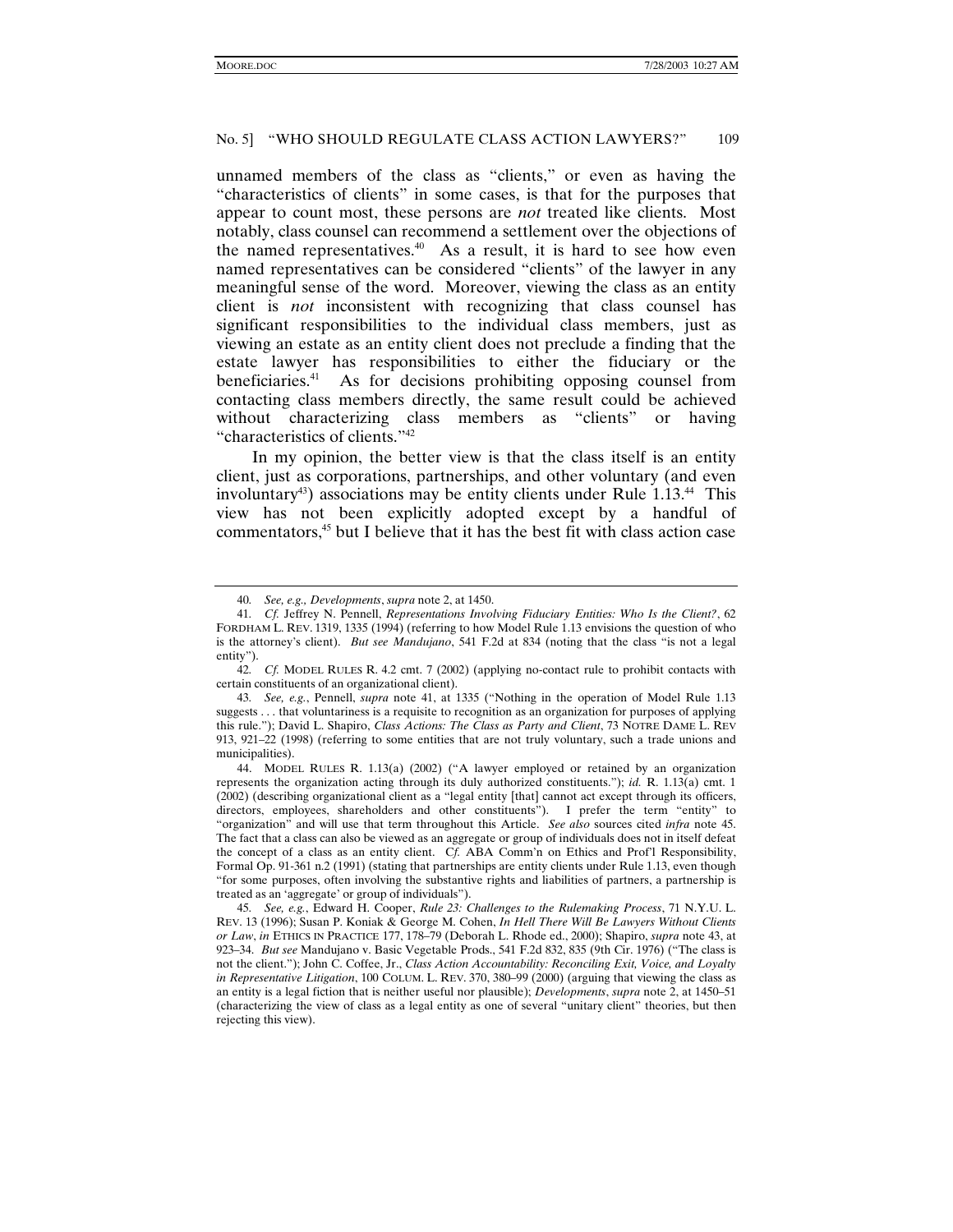unnamed members of the class as "clients," or even as having the "characteristics of clients" in some cases, is that for the purposes that appear to count most, these persons are *not* treated like clients. Most notably, class counsel can recommend a settlement over the objections of the named representatives.[40] As a result, it is hard to see how even named representatives can be considered "clients" of the lawyer in any meaningful sense of the word. Moreover, viewing the class as an entity client is *not* inconsistent with recognizing that class counsel has significant responsibilities to the individual class members, just as viewing an estate as an entity client does not preclude a finding that the estate lawyer has responsibilities to either the fiduciary or the beneficiaries.[41] As for decisions prohibiting opposing counsel from contacting class members directly, the same result could be achieved without characterizing class members as "clients" or having "characteristics of clients."[42]

In my opinion, the better view is that the class itself is an entity client, just as corporations, partnerships, and other voluntary (and even involuntary[43]) associations may be entity clients under Rule 1.13.[44] This view has not been explicitly adopted except by a handful of commentators,[45] but I believe that it has the best fit with class action case

---

40. *See, e.g.*, *Developments*, *supra* note 2, at 1450.

41. *Cf.* Jeffrey N. Pennell, *Representations Involving Fiduciary Entities: Who Is the Client?*, 62 FORDHAM L. REV. 1319, 1335 (1994) (referring to how Model Rule 1.13 envisions the question of who is the attorney's client). *But see Mandujano*, 541 F.2d at 834 (noting that the class "is not a legal entity").

42. *Cf.* MODEL RULES R. 4.2 cmt. 7 (2002) (applying no-contact rule to prohibit contacts with certain constituents of an organizational client).

43. *See, e.g.*, Pennell, *supra* note 41, at 1335 ("Nothing in the operation of Model Rule 1.13 suggests . . . that voluntariness is a requisite to recognition as an organization for purposes of applying this rule."); David L. Shapiro, *Class Actions: The Class as Party and Client*, 73 NOTRE DAME L. REV 913, 921–22 (1998) (referring to some entities that are not truly voluntary, such a trade unions and municipalities).

44. MODEL RULES R. 1.13(a) (2002) ("A lawyer employed or retained by an organization represents the organization acting through its duly authorized constituents."); *id.* R. 1.13(a) cmt. 1 (2002) (describing organizational client as a "legal entity [that] cannot act except through its officers, directors, employees, shareholders and other constituents"). I prefer the term "entity" to "organization" and will use that term throughout this Article. *See also* sources cited *infra* note 45. The fact that a class can also be viewed as an aggregate or group of individuals does not in itself defeat the concept of a class as an entity client. *Cf.* ABA Comm'n on Ethics and Prof'l Responsibility, Formal Op. 91-361 n.2 (1991) (stating that partnerships are entity clients under Rule 1.13, even though "for some purposes, often involving the substantive rights and liabilities of partners, a partnership is treated as an 'aggregate' or group of individuals").

45. *See, e.g.*, Edward H. Cooper, *Rule 23: Challenges to the Rulemaking Process*, 71 N.Y.U. L. REV. 13 (1996); Susan P. Koniak & George M. Cohen, *In Hell There Will Be Lawyers Without Clients or Law*, *in* ETHICS IN PRACTICE 177, 178–79 (Deborah L. Rhode ed., 2000); Shapiro, *supra* note 43, at 923–34. *But see* Mandujano v. Basic Vegetable Prods., 541 F.2d 832, 835 (9th Cir. 1976) ("The class is not the client."); John C. Coffee, Jr., *Class Action Accountability: Reconciling Exit, Voice, and Loyalty in Representative Litigation*, 100 COLUM. L. REV. 370, 380–99 (2000) (arguing that viewing the class as an entity is a legal fiction that is neither useful nor plausible); *Developments*, *supra* note 2, at 1450–51 (characterizing the view of class as a legal entity as one of several "unitary client" theories, but then rejecting this view).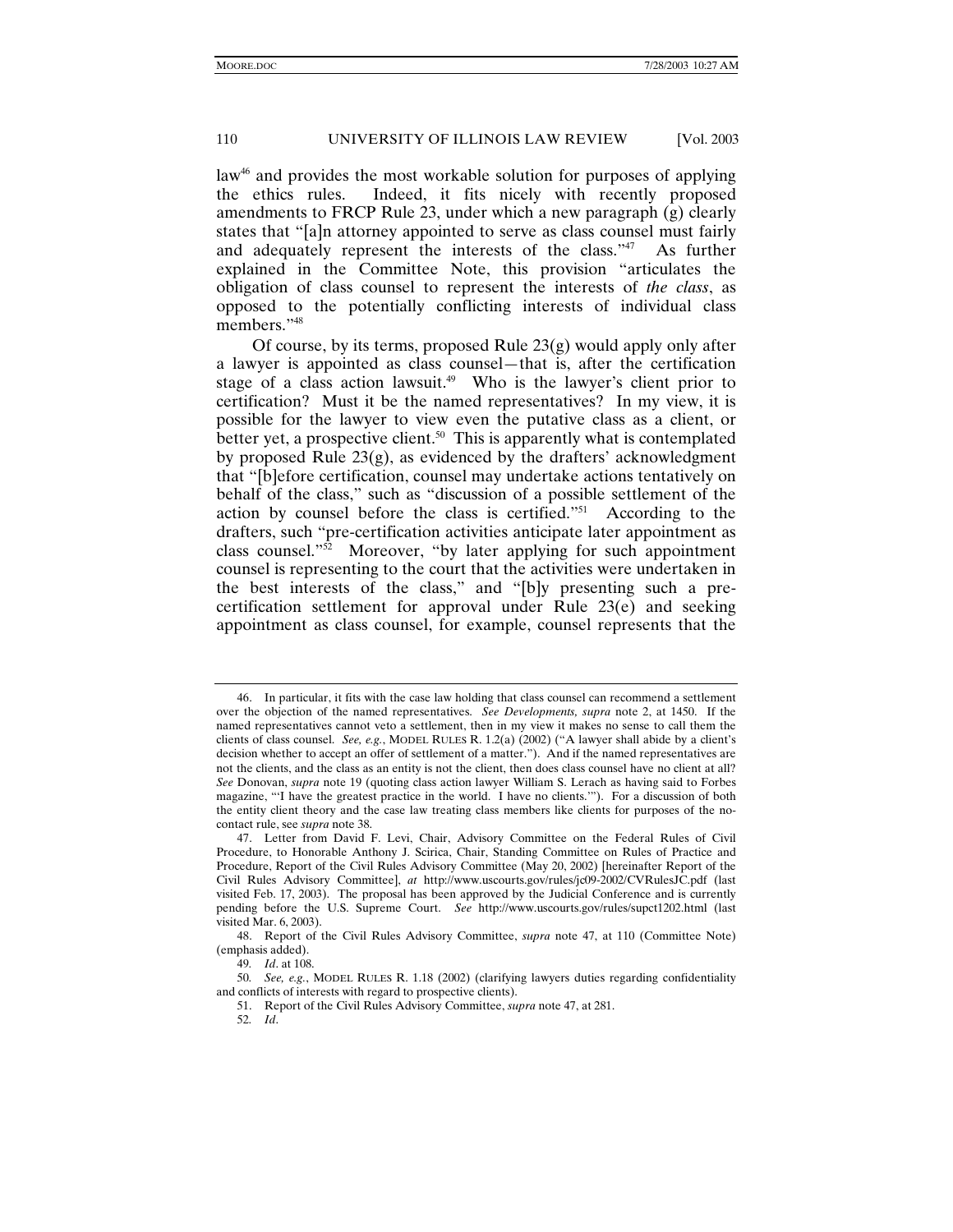law[46] and provides the most workable solution for purposes of applying the ethics rules. Indeed, it fits nicely with recently proposed amendments to FRCP Rule 23, under which a new paragraph (g) clearly states that "[a]n attorney appointed to serve as class counsel must fairly and adequately represent the interests of the class."[47] As further explained in the Committee Note, this provision "articulates the obligation of class counsel to represent the interests of *the class*, as opposed to the potentially conflicting interests of individual class members."[48]

Of course, by its terms, proposed Rule 23(g) would apply only after a lawyer is appointed as class counsel—that is, after the certification stage of a class action lawsuit.[49] Who is the lawyer's client prior to certification? Must it be the named representatives? In my view, it is possible for the lawyer to view even the putative class as a client, or better yet, a prospective client.[50] This is apparently what is contemplated by proposed Rule 23(g), as evidenced by the drafters' acknowledgment that "[b]efore certification, counsel may undertake actions tentatively on behalf of the class," such as "discussion of a possible settlement of the action by counsel before the class is certified."[51] According to the drafters, such "pre-certification activities anticipate later appointment as class counsel."[52] Moreover, "by later applying for such appointment counsel is representing to the court that the activities were undertaken in the best interests of the class," and "[b]y presenting such a pre-certification settlement for approval under Rule 23(e) and seeking appointment as class counsel, for example, counsel represents that the

---

46. In particular, it fits with the case law holding that class counsel can recommend a settlement over the objection of the named representatives. *See Developments, supra* note 2, at 1450. If the named representatives cannot veto a settlement, then in my view it makes no sense to call them the clients of class counsel. *See, e.g.*, MODEL RULES R. 1.2(a) (2002) ("A lawyer shall abide by a client's decision whether to accept an offer of settlement of a matter."). And if the named representatives are not the clients, and the class as an entity is not the client, then does class counsel have no client at all? *See* Donovan, *supra* note 19 (quoting class action lawyer William S. Lerach as having said to Forbes magazine, "'I have the greatest practice in the world. I have no clients.'"). For a discussion of both the entity client theory and the case law treating class members like clients for purposes of the no-contact rule, see *supra* note 38.

47. Letter from David F. Levi, Chair, Advisory Committee on the Federal Rules of Civil Procedure, to Honorable Anthony J. Scirica, Chair, Standing Committee on Rules of Practice and Procedure, Report of the Civil Rules Advisory Committee (May 20, 2002) [hereinafter Report of the Civil Rules Advisory Committee], *at* http://www.uscourts.gov/rules/jc09-2002/CVRulesJC.pdf (last visited Feb. 17, 2003). The proposal has been approved by the Judicial Conference and is currently pending before the U.S. Supreme Court. *See* http://www.uscourts.gov/rules/supct1202.html (last visited Mar. 6, 2003).

48. Report of the Civil Rules Advisory Committee, *supra* note 47, at 110 (Committee Note) (emphasis added).

49. *Id*. at 108.

50. *See, e.g.*, MODEL RULES R. 1.18 (2002) (clarifying lawyers duties regarding confidentiality and conflicts of interests with regard to prospective clients).

51. Report of the Civil Rules Advisory Committee, *supra* note 47, at 281.

52. *Id*.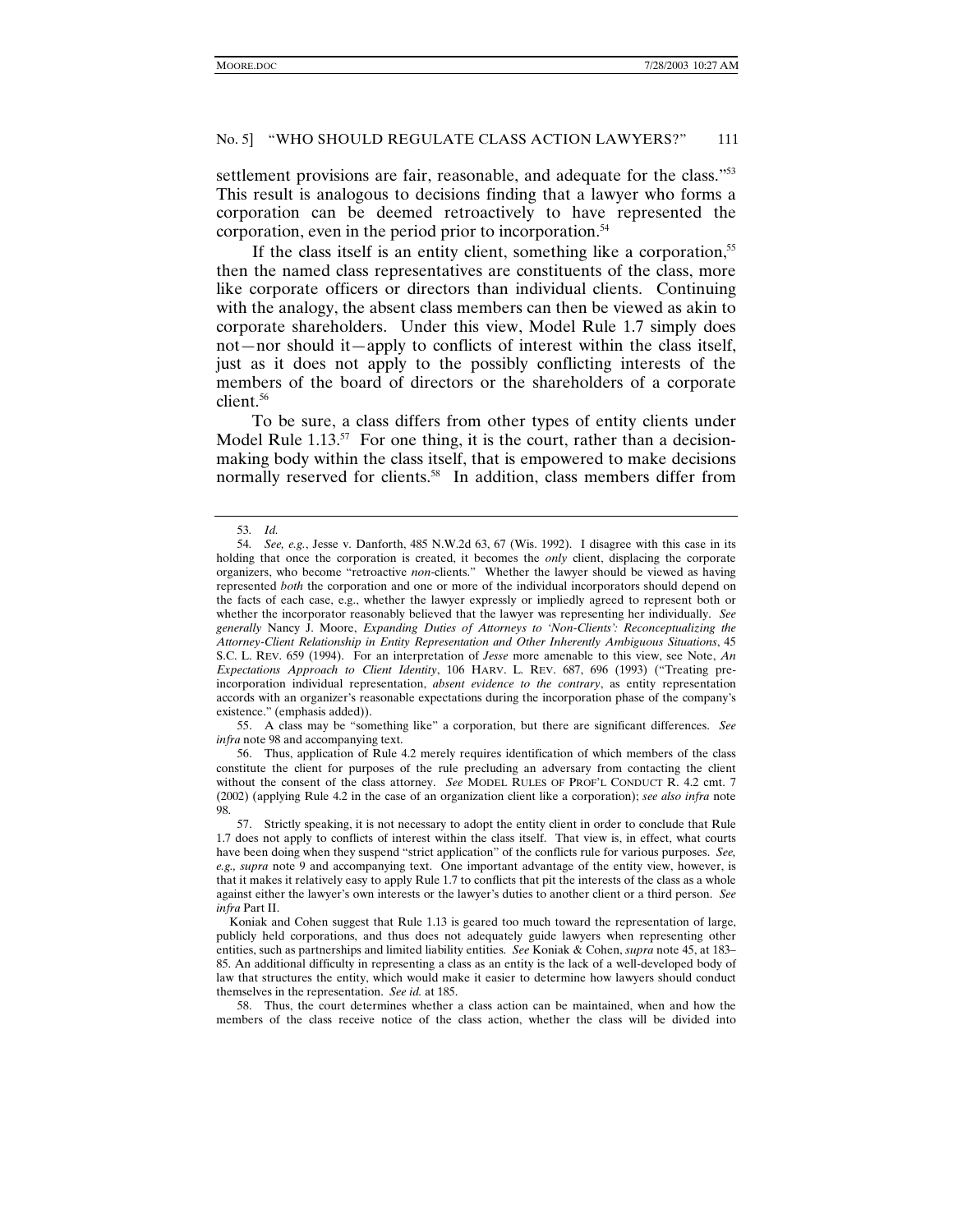settlement provisions are fair, reasonable, and adequate for the class."[53] This result is analogous to decisions finding that a lawyer who forms a corporation can be deemed retroactively to have represented the corporation, even in the period prior to incorporation.[54]

If the class itself is an entity client, something like a corporation,[55] then the named class representatives are constituents of the class, more like corporate officers or directors than individual clients. Continuing with the analogy, the absent class members can then be viewed as akin to corporate shareholders. Under this view, Model Rule 1.7 simply does not—nor should it—apply to conflicts of interest within the class itself, just as it does not apply to the possibly conflicting interests of the members of the board of directors or the shareholders of a corporate client.[56]

To be sure, a class differs from other types of entity clients under Model Rule 1.13.[57] For one thing, it is the court, rather than a decision-making body within the class itself, that is empowered to make decisions normally reserved for clients.[58] In addition, class members differ from

---

53. *Id.*

54. *See, e.g.*, Jesse v. Danforth, 485 N.W.2d 63, 67 (Wis. 1992). I disagree with this case in its holding that once the corporation is created, it becomes the *only* client, displacing the corporate organizers, who become "retroactive *non*-clients." Whether the lawyer should be viewed as having represented *both* the corporation and one or more of the individual incorporators should depend on the facts of each case, e.g., whether the lawyer expressly or impliedly agreed to represent both or whether the incorporator reasonably believed that the lawyer was representing her individually. *See generally* Nancy J. Moore, *Expanding Duties of Attorneys to 'Non-Clients': Reconceptualizing the Attorney-Client Relationship in Entity Representation and Other Inherently Ambiguous Situations*, 45 S.C. L. REV. 659 (1994). For an interpretation of *Jesse* more amenable to this view, see Note, *An Expectations Approach to Client Identity*, 106 HARV. L. REV. 687, 696 (1993) ("Treating pre-incorporation individual representation, *absent evidence to the contrary*, as entity representation accords with an organizer's reasonable expectations during the incorporation phase of the company's existence." (emphasis added)).

55. A class may be "something like" a corporation, but there are significant differences. *See infra* note 98 and accompanying text.

56. Thus, application of Rule 4.2 merely requires identification of which members of the class constitute the client for purposes of the rule precluding an adversary from contacting the client without the consent of the class attorney. *See* MODEL RULES OF PROF'L CONDUCT R. 4.2 cmt. 7 (2002) (applying Rule 4.2 in the case of an organization client like a corporation); *see also infra* note 98.

57. Strictly speaking, it is not necessary to adopt the entity client in order to conclude that Rule 1.7 does not apply to conflicts of interest within the class itself. That view is, in effect, what courts have been doing when they suspend "strict application" of the conflicts rule for various purposes. *See, e.g., supra* note 9 and accompanying text. One important advantage of the entity view, however, is that it makes it relatively easy to apply Rule 1.7 to conflicts that pit the interests of the class as a whole against either the lawyer's own interests or the lawyer's duties to another client or a third person. *See infra* Part II.

Koniak and Cohen suggest that Rule 1.13 is geared too much toward the representation of large, publicly held corporations, and thus does not adequately guide lawyers when representing other entities, such as partnerships and limited liability entities. *See* Koniak & Cohen, *supra* note 45, at 183–85. An additional difficulty in representing a class as an entity is the lack of a well-developed body of law that structures the entity, which would make it easier to determine how lawyers should conduct themselves in the representation. *See id.* at 185.

58. Thus, the court determines whether a class action can be maintained, when and how the members of the class receive notice of the class action, whether the class will be divided into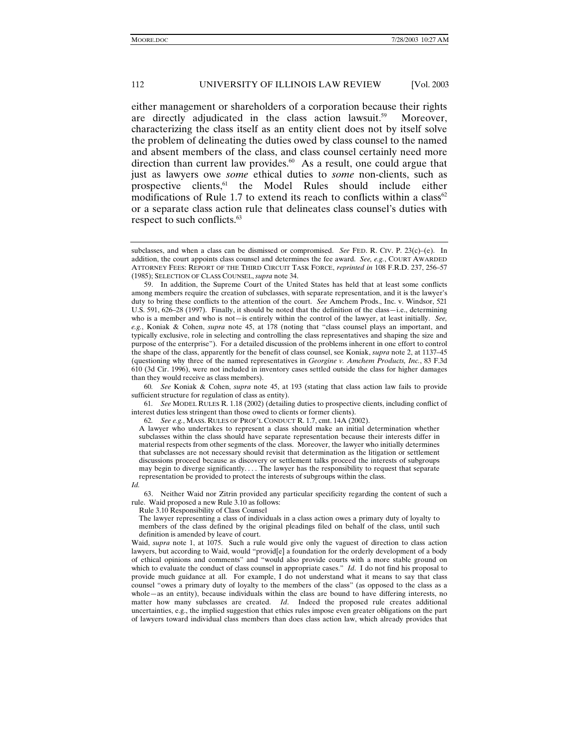either management or shareholders of a corporation because their rights are directly adjudicated in the class action lawsuit.[59] Moreover, characterizing the class itself as an entity client does not by itself solve the problem of delineating the duties owed by class counsel to the named and absent members of the class, and class counsel certainly need more direction than current law provides.[60] As a result, one could argue that just as lawyers owe *some* ethical duties to *some* non-clients, such as prospective clients,[61] the Model Rules should include either modifications of Rule 1.7 to extend its reach to conflicts within a class[62] or a separate class action rule that delineates class counsel's duties with respect to such conflicts.[63]

---

subclasses, and when a class can be dismissed or compromised. *See* FED. R. CIV. P. 23(c)–(e). In addition, the court appoints class counsel and determines the fee award. *See, e.g.*, COURT AWARDED ATTORNEY FEES: REPORT OF THE THIRD CIRCUIT TASK FORCE, *reprinted in* 108 F.R.D. 237, 256–57 (1985); SELECTION OF CLASS COUNSEL, *supra* note 34.

59. In addition, the Supreme Court of the United States has held that at least some conflicts among members require the creation of subclasses, with separate representation, and it is the lawyer's duty to bring these conflicts to the attention of the court. *See* Amchem Prods., Inc. v. Windsor, 521 U.S. 591, 626–28 (1997). Finally, it should be noted that the definition of the class—i.e., determining who is a member and who is not—is entirely within the control of the lawyer, at least initially. *See, e.g.*, Koniak & Cohen, *supra* note 45, at 178 (noting that "class counsel plays an important, and typically exclusive, role in selecting and controlling the class representatives and shaping the size and purpose of the enterprise"). For a detailed discussion of the problems inherent in one effort to control the shape of the class, apparently for the benefit of class counsel, see Koniak, *supra* note 2, at 1137–45 (questioning why three of the named representatives in *Georgine v. Amchem Products, Inc.*, 83 F.3d 610 (3d Cir. 1996), were not included in inventory cases settled outside the class for higher damages than they would receive as class members).

60. *See* Koniak & Cohen, *supra* note 45, at 193 (stating that class action law fails to provide sufficient structure for regulation of class as entity).

61. *See* MODEL RULES R. 1.18 (2002) (detailing duties to prospective clients, including conflict of interest duties less stringent than those owed to clients or former clients).

62. *See e.g.*, MASS. RULES OF PROF'L CONDUCT R. 1.7, cmt. 14A (2002).

> A lawyer who undertakes to represent a class should make an initial determination whether subclasses within the class should have separate representation because their interests differ in material respects from other segments of the class. Moreover, the lawyer who initially determines that subclasses are not necessary should revisit that determination as the litigation or settlement discussions proceed because as discovery or settlement talks proceed the interests of subgroups may begin to diverge significantly. . . . The lawyer has the responsibility to request that separate representation be provided to protect the interests of subgroups within the class.

*Id.*

63. Neither Waid nor Zitrin provided any particular specificity regarding the content of such a rule. Waid proposed a new Rule 3.10 as follows:

> Rule 3.10 Responsibility of Class Counsel
>
> The lawyer representing a class of individuals in a class action owes a primary duty of loyalty to members of the class defined by the original pleadings filed on behalf of the class, until such definition is amended by leave of court.

Waid, *supra* note 1, at 1075. Such a rule would give only the vaguest of direction to class action lawyers, but according to Waid, would "provid[e] a foundation for the orderly development of a body of ethical opinions and comments" and "would also provide courts with a more stable ground on which to evaluate the conduct of class counsel in appropriate cases." *Id*. I do not find his proposal to provide much guidance at all. For example, I do not understand what it means to say that class counsel "owes a primary duty of loyalty to the members of the class" (as opposed to the class as a whole—as an entity), because individuals within the class are bound to have differing interests, no matter how many subclasses are created. *Id*. Indeed the proposed rule creates additional uncertainties, e.g., the implied suggestion that ethics rules impose even greater obligations on the part of lawyers toward individual class members than does class action law, which already provides that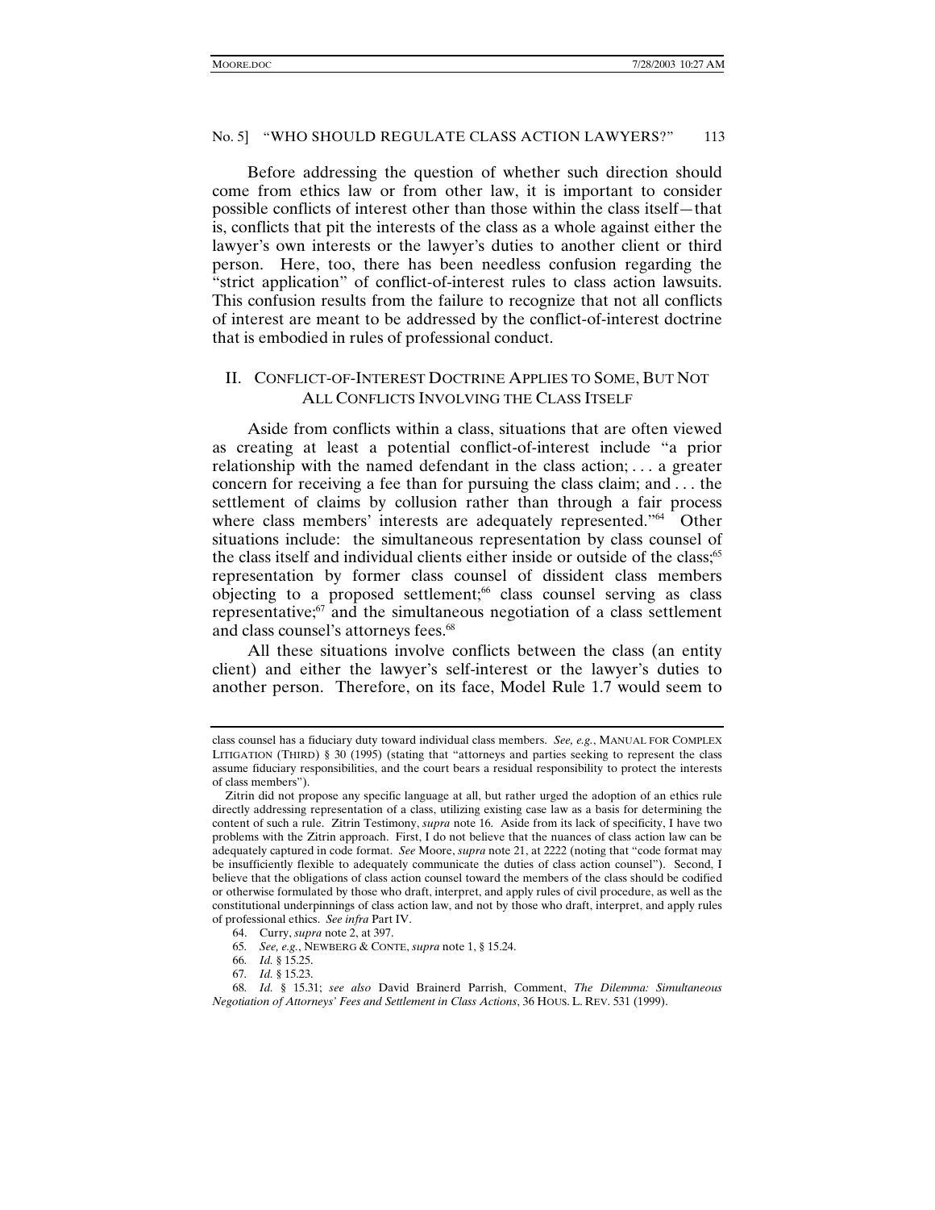Before addressing the question of whether such direction should come from ethics law or from other law, it is important to consider possible conflicts of interest other than those within the class itself—that is, conflicts that pit the interests of the class as a whole against either the lawyer's own interests or the lawyer's duties to another client or third person. Here, too, there has been needless confusion regarding the "strict application" of conflict-of-interest rules to class action lawsuits. This confusion results from the failure to recognize that not all conflicts of interest are meant to be addressed by the conflict-of-interest doctrine that is embodied in rules of professional conduct.

## II. CONFLICT-OF-INTEREST DOCTRINE APPLIES TO SOME, BUT NOT ALL CONFLICTS INVOLVING THE CLASS ITSELF

Aside from conflicts within a class, situations that are often viewed as creating at least a potential conflict-of-interest include "a prior relationship with the named defendant in the class action; . . . a greater concern for receiving a fee than for pursuing the class claim; and . . . the settlement of claims by collusion rather than through a fair process where class members' interests are adequately represented."[64] Other situations include: the simultaneous representation by class counsel of the class itself and individual clients either inside or outside of the class;[65] representation by former class counsel of dissident class members objecting to a proposed settlement;[66] class counsel serving as class representative;[67] and the simultaneous negotiation of a class settlement and class counsel's attorneys fees.[68]

All these situations involve conflicts between the class (an entity client) and either the lawyer's self-interest or the lawyer's duties to another person. Therefore, on its face, Model Rule 1.7 would seem to

---

class counsel has a fiduciary duty toward individual class members. *See, e.g.*, MANUAL FOR COMPLEX LITIGATION (THIRD) § 30 (1995) (stating that "attorneys and parties seeking to represent the class assume fiduciary responsibilities, and the court bears a residual responsibility to protect the interests of class members").

Zitrin did not propose any specific language at all, but rather urged the adoption of an ethics rule directly addressing representation of a class, utilizing existing case law as a basis for determining the content of such a rule. Zitrin Testimony, *supra* note 16. Aside from its lack of specificity, I have two problems with the Zitrin approach. First, I do not believe that the nuances of class action law can be adequately captured in code format. *See* Moore, *supra* note 21, at 2222 (noting that "code format may be insufficiently flexible to adequately communicate the duties of class action counsel"). Second, I believe that the obligations of class action counsel toward the members of the class should be codified or otherwise formulated by those who draft, interpret, and apply rules of civil procedure, as well as the constitutional underpinnings of class action law, and not by those who draft, interpret, and apply rules of professional ethics. *See infra* Part IV.

64. Curry, *supra* note 2, at 397.

65. *See, e.g.*, NEWBERG & CONTE, *supra* note 1, § 15.24.

66. *Id.* § 15.25.

67. *Id.* § 15.23.

68. *Id.* § 15.31; *see also* David Brainerd Parrish, Comment, *The Dilemma: Simultaneous Negotiation of Attorneys' Fees and Settlement in Class Actions*, 36 HOUS. L. REV. 531 (1999).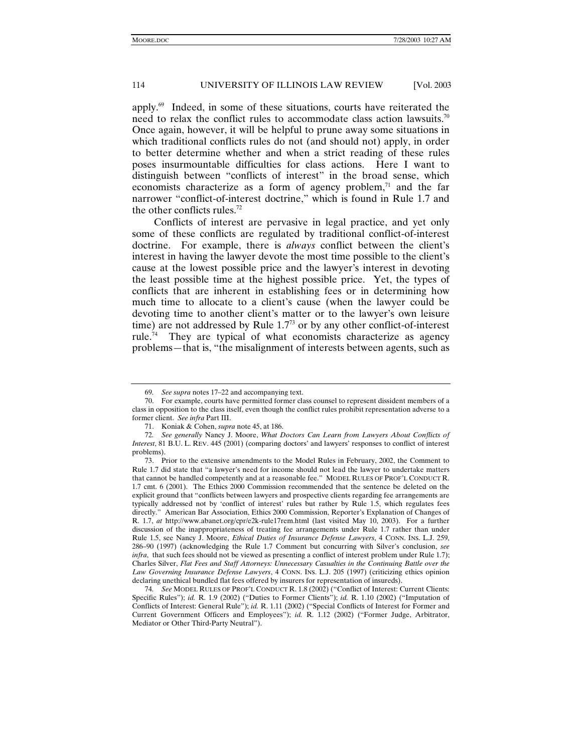apply.[69] Indeed, in some of these situations, courts have reiterated the need to relax the conflict rules to accommodate class action lawsuits.[70] Once again, however, it will be helpful to prune away some situations in which traditional conflicts rules do not (and should not) apply, in order to better determine whether and when a strict reading of these rules poses insurmountable difficulties for class actions. Here I want to distinguish between "conflicts of interest" in the broad sense, which economists characterize as a form of agency problem,[71] and the far narrower "conflict-of-interest doctrine," which is found in Rule 1.7 and the other conflicts rules.[72]

Conflicts of interest are pervasive in legal practice, and yet only some of these conflicts are regulated by traditional conflict-of-interest doctrine. For example, there is *always* conflict between the client's interest in having the lawyer devote the most time possible to the client's cause at the lowest possible price and the lawyer's interest in devoting the least possible time at the highest possible price. Yet, the types of conflicts that are inherent in establishing fees or in determining how much time to allocate to a client's cause (when the lawyer could be devoting time to another client's matter or to the lawyer's own leisure time) are not addressed by Rule 1.7[73] or by any other conflict-of-interest rule.[74] They are typical of what economists characterize as agency problems—that is, "the misalignment of interests between agents, such as

---

69. *See supra* notes 17–22 and accompanying text.

70. For example, courts have permitted former class counsel to represent dissident members of a class in opposition to the class itself, even though the conflict rules prohibit representation adverse to a former client. *See infra* Part III.

71. Koniak & Cohen, *supra* note 45, at 186.

72. *See generally* Nancy J. Moore, *What Doctors Can Learn from Lawyers About Conflicts of Interest*, 81 B.U. L. REV. 445 (2001) (comparing doctors' and lawyers' responses to conflict of interest problems).

73. Prior to the extensive amendments to the Model Rules in February, 2002, the Comment to Rule 1.7 did state that "a lawyer's need for income should not lead the lawyer to undertake matters that cannot be handled competently and at a reasonable fee." MODEL RULES OF PROF'L CONDUCT R. 1.7 cmt. 6 (2001). The Ethics 2000 Commission recommended that the sentence be deleted on the explicit ground that "conflicts between lawyers and prospective clients regarding fee arrangements are typically addressed not by 'conflict of interest' rules but rather by Rule 1.5, which regulates fees directly." American Bar Association, Ethics 2000 Commission, Reporter's Explanation of Changes of R. 1.7, *at* http://www.abanet.org/cpr/e2k-rule17rem.html (last visited May 10, 2003). For a further discussion of the inappropriateness of treating fee arrangements under Rule 1.7 rather than under Rule 1.5, see Nancy J. Moore, *Ethical Duties of Insurance Defense Lawyers*, 4 CONN. INS. L.J. 259, 286–90 (1997) (acknowledging the Rule 1.7 Comment but concurring with Silver's conclusion, *see infra*, that such fees should not be viewed as presenting a conflict of interest problem under Rule 1.7); Charles Silver, *Flat Fees and Staff Attorneys: Unnecessary Casualties in the Continuing Battle over the Law Governing Insurance Defense Lawyers*, 4 CONN. INS. L.J. 205 (1997) (criticizing ethics opinion declaring unethical bundled flat fees offered by insurers for representation of insureds).

74. *See* MODEL RULES OF PROF'L CONDUCT R. 1.8 (2002) ("Conflict of Interest: Current Clients: Specific Rules"); *id.* R. 1.9 (2002) ("Duties to Former Clients"); *id.* R. 1.10 (2002) ("Imputation of Conflicts of Interest: General Rule"); *id.* R. 1.11 (2002) ("Special Conflicts of Interest for Former and Current Government Officers and Employees"); *id.* R. 1.12 (2002) ("Former Judge, Arbitrator, Mediator or Other Third-Party Neutral").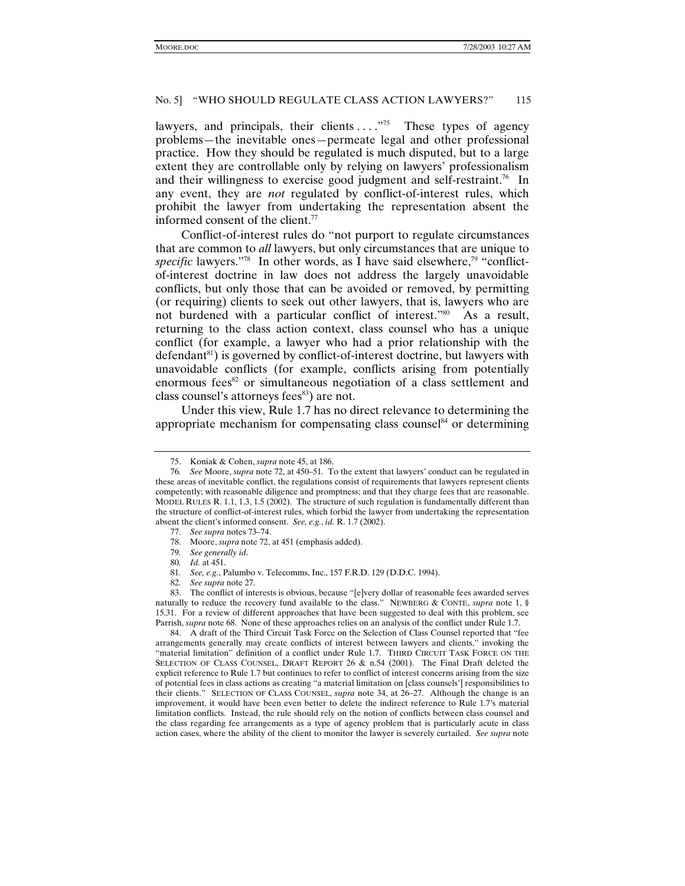lawyers, and principals, their clients . . . ."[75] These types of agency problems—the inevitable ones—permeate legal and other professional practice. How they should be regulated is much disputed, but to a large extent they are controllable only by relying on lawyers' professionalism and their willingness to exercise good judgment and self-restraint.[76] In any event, they are *not* regulated by conflict-of-interest rules, which prohibit the lawyer from undertaking the representation absent the informed consent of the client.[77]

Conflict-of-interest rules do "not purport to regulate circumstances that are common to *all* lawyers, but only circumstances that are unique to *specific* lawyers."[78] In other words, as I have said elsewhere,[79] "conflict-of-interest doctrine in law does not address the largely unavoidable conflicts, but only those that can be avoided or removed, by permitting (or requiring) clients to seek out other lawyers, that is, lawyers who are not burdened with a particular conflict of interest."[80] As a result, returning to the class action context, class counsel who has a unique conflict (for example, a lawyer who had a prior relationship with the defendant[81]) is governed by conflict-of-interest doctrine, but lawyers with unavoidable conflicts (for example, conflicts arising from potentially enormous fees[82] or simultaneous negotiation of a class settlement and class counsel's attorneys fees[83]) are not.

Under this view, Rule 1.7 has no direct relevance to determining the appropriate mechanism for compensating class counsel[84] or determining

---

75. Koniak & Cohen, *supra* note 45, at 186.

76. *See* Moore, *supra* note 72, at 450–51. To the extent that lawyers' conduct can be regulated in these areas of inevitable conflict, the regulations consist of requirements that lawyers represent clients competently; with reasonable diligence and promptness; and that they charge fees that are reasonable. MODEL RULES R. 1.1, 1.3, 1.5 (2002). The structure of such regulation is fundamentally different than the structure of conflict-of-interest rules, which forbid the lawyer from undertaking the representation absent the client's informed consent. *See, e.g.*, *id.* R. 1.7 (2002).

77. *See supra* notes 73–74.

78. Moore, *supra* note 72, at 451 (emphasis added).

79. *See generally id*.

80. *Id.* at 451.

81. *See, e.g.*, Palumbo v. Telecomms, Inc., 157 F.R.D. 129 (D.D.C. 1994).

82. *See supra* note 27.

83. The conflict of interests is obvious, because "[e]very dollar of reasonable fees awarded serves naturally to reduce the recovery fund available to the class." NEWBERG & CONTE, *supra* note 1, § 15.31. For a review of different approaches that have been suggested to deal with this problem, see Parrish, *supra* note 68. None of these approaches relies on an analysis of the conflict under Rule 1.7.

84. A draft of the Third Circuit Task Force on the Selection of Class Counsel reported that "fee arrangements generally may create conflicts of interest between lawyers and clients," invoking the "material limitation" definition of a conflict under Rule 1.7. THIRD CIRCUIT TASK FORCE ON THE SELECTION OF CLASS COUNSEL, DRAFT REPORT 26 & n.54 (2001). The Final Draft deleted the explicit reference to Rule 1.7 but continues to refer to conflict of interest concerns arising from the size of potential fees in class actions as creating "a material limitation on [class counsels'] responsibilities to their clients." SELECTION OF CLASS COUNSEL, *supra* note 34, at 26–27. Although the change is an improvement, it would have been even better to delete the indirect reference to Rule 1.7's material limitation conflicts. Instead, the rule should rely on the notion of conflicts between class counsel and the class regarding fee arrangements as a type of agency problem that is particularly acute in class action cases, where the ability of the client to monitor the lawyer is severely curtailed. *See supra* note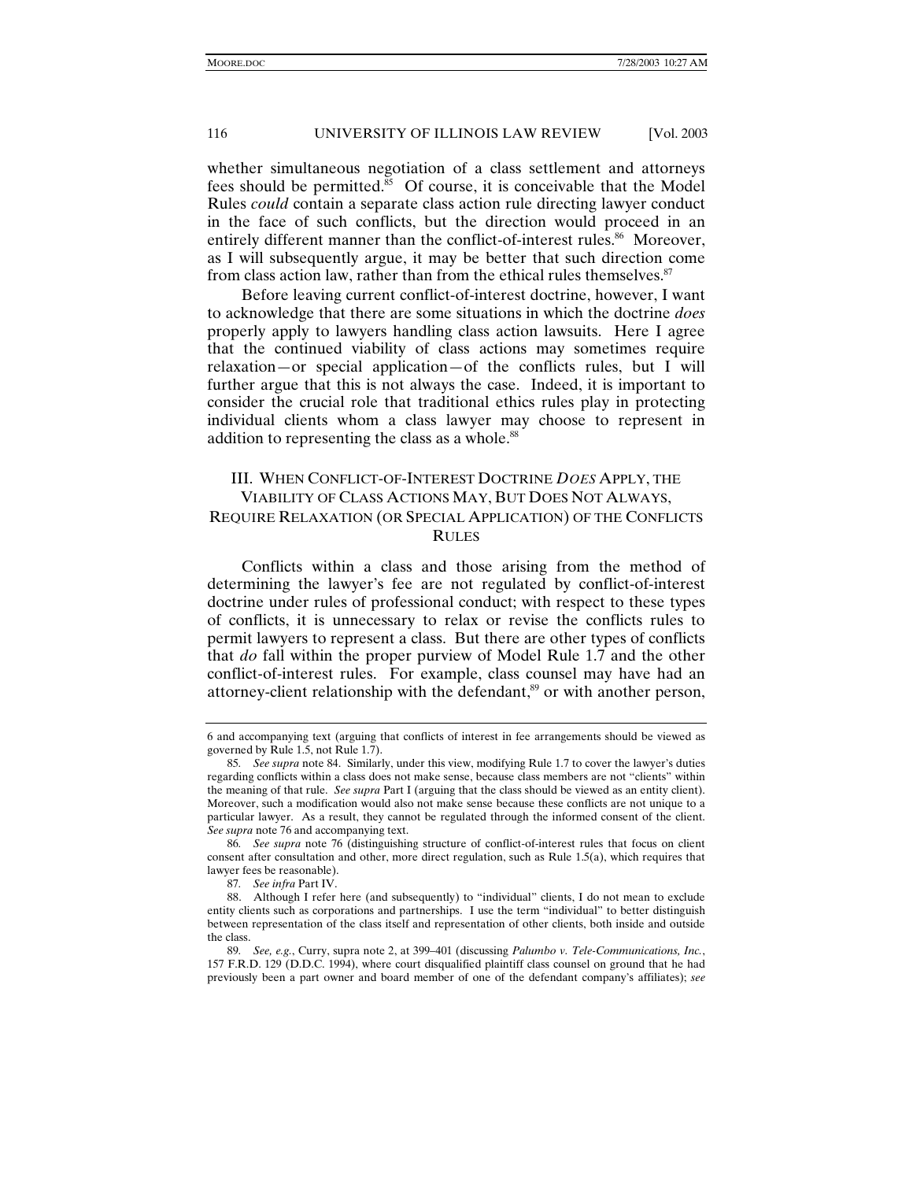whether simultaneous negotiation of a class settlement and attorneys fees should be permitted.[85] Of course, it is conceivable that the Model Rules *could* contain a separate class action rule directing lawyer conduct in the face of such conflicts, but the direction would proceed in an entirely different manner than the conflict-of-interest rules.[86] Moreover, as I will subsequently argue, it may be better that such direction come from class action law, rather than from the ethical rules themselves.[87]

Before leaving current conflict-of-interest doctrine, however, I want to acknowledge that there are some situations in which the doctrine *does* properly apply to lawyers handling class action lawsuits. Here I agree that the continued viability of class actions may sometimes require relaxation—or special application—of the conflicts rules, but I will further argue that this is not always the case. Indeed, it is important to consider the crucial role that traditional ethics rules play in protecting individual clients whom a class lawyer may choose to represent in addition to representing the class as a whole.[88]

## III. When Conflict-of-Interest Doctrine *Does* Apply, the Viability of Class Actions May, But Does Not Always, Require Relaxation (or Special Application) of the Conflicts Rules

Conflicts within a class and those arising from the method of determining the lawyer's fee are not regulated by conflict-of-interest doctrine under rules of professional conduct; with respect to these types of conflicts, it is unnecessary to relax or revise the conflicts rules to permit lawyers to represent a class. But there are other types of conflicts that *do* fall within the proper purview of Model Rule 1.7 and the other conflict-of-interest rules. For example, class counsel may have had an attorney-client relationship with the defendant,[89] or with another person,

---

6 and accompanying text (arguing that conflicts of interest in fee arrangements should be viewed as governed by Rule 1.5, not Rule 1.7).

85. *See supra* note 84. Similarly, under this view, modifying Rule 1.7 to cover the lawyer's duties regarding conflicts within a class does not make sense, because class members are not "clients" within the meaning of that rule. *See supra* Part I (arguing that the class should be viewed as an entity client). Moreover, such a modification would also not make sense because these conflicts are not unique to a particular lawyer. As a result, they cannot be regulated through the informed consent of the client. *See supra* note 76 and accompanying text.

86. *See supra* note 76 (distinguishing structure of conflict-of-interest rules that focus on client consent after consultation and other, more direct regulation, such as Rule 1.5(a), which requires that lawyer fees be reasonable).

87. *See infra* Part IV.

88. Although I refer here (and subsequently) to "individual" clients, I do not mean to exclude entity clients such as corporations and partnerships. I use the term "individual" to better distinguish between representation of the class itself and representation of other clients, both inside and outside the class.

89. *See, e.g.*, Curry, supra note 2, at 399–401 (discussing *Palumbo v. Tele-Communications, Inc.*, 157 F.R.D. 129 (D.D.C. 1994), where court disqualified plaintiff class counsel on ground that he had previously been a part owner and board member of one of the defendant company's affiliates); *see*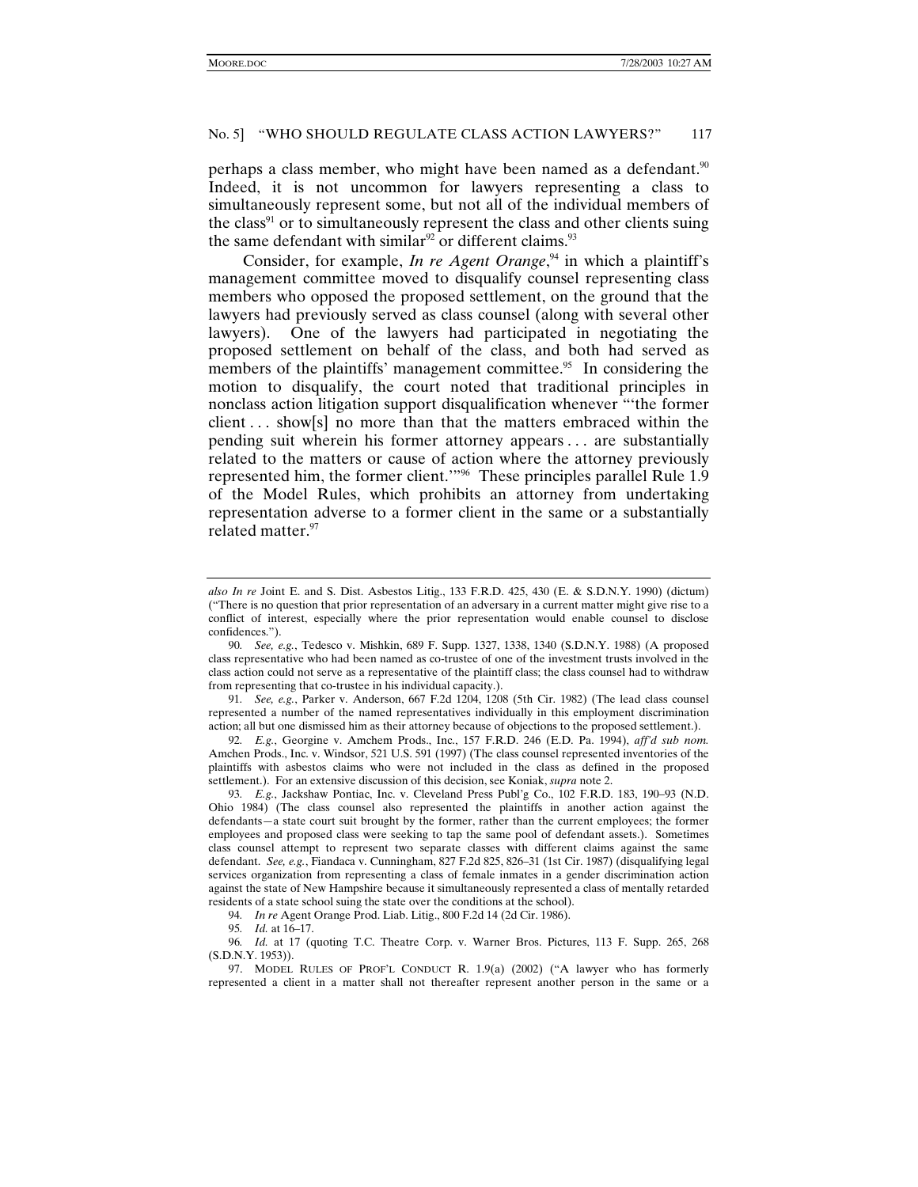perhaps a class member, who might have been named as a defendant.[90] Indeed, it is not uncommon for lawyers representing a class to simultaneously represent some, but not all of the individual members of the class[91] or to simultaneously represent the class and other clients suing the same defendant with similar[92] or different claims.[93]

Consider, for example, *In re Agent Orange*,[94] in which a plaintiff's management committee moved to disqualify counsel representing class members who opposed the proposed settlement, on the ground that the lawyers had previously served as class counsel (along with several other lawyers). One of the lawyers had participated in negotiating the proposed settlement on behalf of the class, and both had served as members of the plaintiffs' management committee.[95] In considering the motion to disqualify, the court noted that traditional principles in nonclass action litigation support disqualification whenever "'the former client . . . show[s] no more than that the matters embraced within the pending suit wherein his former attorney appears . . . are substantially related to the matters or cause of action where the attorney previously represented him, the former client.'"[96] These principles parallel Rule 1.9 of the Model Rules, which prohibits an attorney from undertaking representation adverse to a former client in the same or a substantially related matter.[97]

---

*also In re* Joint E. and S. Dist. Asbestos Litig., 133 F.R.D. 425, 430 (E. & S.D.N.Y. 1990) (dictum) ("There is no question that prior representation of an adversary in a current matter might give rise to a conflict of interest, especially where the prior representation would enable counsel to disclose confidences.").

90. *See, e.g.*, Tedesco v. Mishkin, 689 F. Supp. 1327, 1338, 1340 (S.D.N.Y. 1988) (A proposed class representative who had been named as co-trustee of one of the investment trusts involved in the class action could not serve as a representative of the plaintiff class; the class counsel had to withdraw from representing that co-trustee in his individual capacity.).

91. *See, e.g.*, Parker v. Anderson, 667 F.2d 1204, 1208 (5th Cir. 1982) (The lead class counsel represented a number of the named representatives individually in this employment discrimination action; all but one dismissed him as their attorney because of objections to the proposed settlement.).

92. *E.g.*, Georgine v. Amchem Prods., Inc., 157 F.R.D. 246 (E.D. Pa. 1994), *aff'd sub nom.* Amchen Prods., Inc. v. Windsor, 521 U.S. 591 (1997) (The class counsel represented inventories of the plaintiffs with asbestos claims who were not included in the class as defined in the proposed settlement.). For an extensive discussion of this decision, see Koniak, *supra* note 2.

93. *E.g.*, Jackshaw Pontiac, Inc. v. Cleveland Press Publ'g Co., 102 F.R.D. 183, 190–93 (N.D. Ohio 1984) (The class counsel also represented the plaintiffs in another action against the defendants—a state court suit brought by the former, rather than the current employees; the former employees and proposed class were seeking to tap the same pool of defendant assets.). Sometimes class counsel attempt to represent two separate classes with different claims against the same defendant. *See, e.g.*, Fiandaca v. Cunningham, 827 F.2d 825, 826–31 (1st Cir. 1987) (disqualifying legal services organization from representing a class of female inmates in a gender discrimination action against the state of New Hampshire because it simultaneously represented a class of mentally retarded residents of a state school suing the state over the conditions at the school).

94. *In re* Agent Orange Prod. Liab. Litig., 800 F.2d 14 (2d Cir. 1986).

95. *Id.* at 16–17.

96. *Id.* at 17 (quoting T.C. Theatre Corp. v. Warner Bros. Pictures, 113 F. Supp. 265, 268 (S.D.N.Y. 1953)).

97. MODEL RULES OF PROF'L CONDUCT R. 1.9(a) (2002) ("A lawyer who has formerly represented a client in a matter shall not thereafter represent another person in the same or a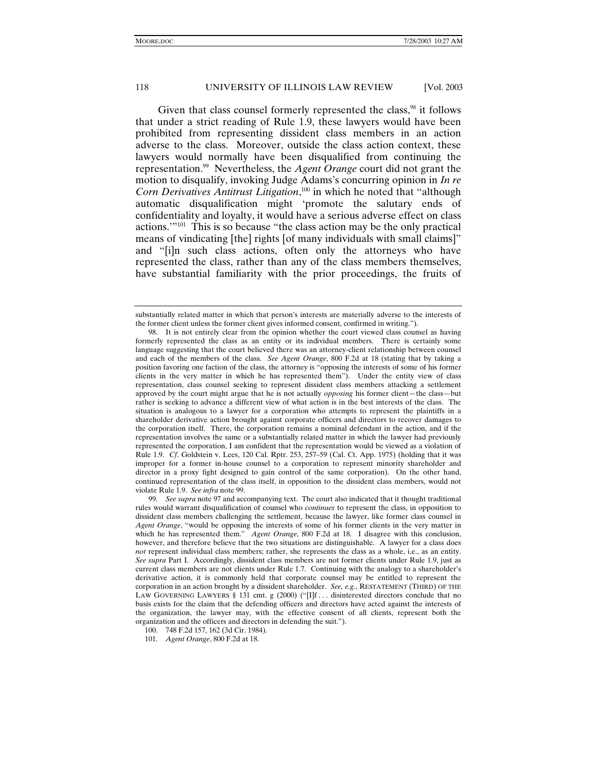Given that class counsel formerly represented the class,[98] it follows that under a strict reading of Rule 1.9, these lawyers would have been prohibited from representing dissident class members in an action adverse to the class. Moreover, outside the class action context, these lawyers would normally have been disqualified from continuing the representation.[99] Nevertheless, the *Agent Orange* court did not grant the motion to disqualify, invoking Judge Adams's concurring opinion in *In re Corn Derivatives Antitrust Litigation*,[100] in which he noted that "although automatic disqualification might 'promote the salutary ends of confidentiality and loyalty, it would have a serious adverse effect on class actions.'"[101] This is so because "the class action may be the only practical means of vindicating [the] rights [of many individuals with small claims]" and "[i]n such class actions, often only the attorneys who have represented the class, rather than any of the class members themselves, have substantial familiarity with the prior proceedings, the fruits of

---

substantially related matter in which that person's interests are materially adverse to the interests of the former client unless the former client gives informed consent, confirmed in writing.").

98. It is not entirely clear from the opinion whether the court viewed class counsel as having formerly represented the class as an entity or its individual members. There is certainly some language suggesting that the court believed there was an attorney-client relationship between counsel and each of the members of the class. *See Agent Orange*, 800 F.2d at 18 (stating that by taking a position favoring one faction of the class, the attorney is "opposing the interests of some of his former clients in the very matter in which he has represented them"). Under the entity view of class representation, class counsel seeking to represent dissident class members attacking a settlement approved by the court might argue that he is not actually *opposing* his former client—the class—but rather is seeking to advance a different view of what action is in the best interests of the class. The situation is analogous to a lawyer for a corporation who attempts to represent the plaintiffs in a shareholder derivative action brought against corporate officers and directors to recover damages to the corporation itself. There, the corporation remains a nominal defendant in the action, and if the representation involves the same or a substantially related matter in which the lawyer had previously represented the corporation, I am confident that the representation would be viewed as a violation of Rule 1.9. *Cf.* Goldstein v. Lees, 120 Cal. Rptr. 253, 257–59 (Cal. Ct. App. 1975) (holding that it was improper for a former in-house counsel to a corporation to represent minority shareholder and director in a proxy fight designed to gain control of the same corporation). On the other hand, continued representation of the class itself, in opposition to the dissident class members, would not violate Rule 1.9. *See infra* note 99.

99. *See supra* note 97 and accompanying text. The court also indicated that it thought traditional rules would warrant disqualification of counsel who *continues* to represent the class, in opposition to dissident class members challenging the settlement, because the lawyer, like former class counsel in *Agent Orange*, "would be opposing the interests of some of his former clients in the very matter in which he has represented them." *Agent Orange*, 800 F.2d at 18. I disagree with this conclusion, however, and therefore believe that the two situations are distinguishable. A lawyer for a class does *not* represent individual class members; rather, she represents the class as a whole, i.e., as an entity. *See supra* Part I. Accordingly, dissident class members are not former clients under Rule 1.9, just as current class members are not clients under Rule 1.7. Continuing with the analogy to a shareholder's derivative action, it is commonly held that corporate counsel may be entitled to represent the corporation in an action brought by a dissident shareholder. *See, e.g.*, RESTATEMENT (THIRD) OF THE LAW GOVERNING LAWYERS § 131 cmt. g (2000) ("[I]f . . . disinterested directors conclude that no basis exists for the claim that the defending officers and directors have acted against the interests of the organization, the lawyer may, with the effective consent of all clients, represent both the organization and the officers and directors in defending the suit.").

100. 748 F.2d 157, 162 (3d Cir. 1984).

101. *Agent Orange*, 800 F.2d at 18.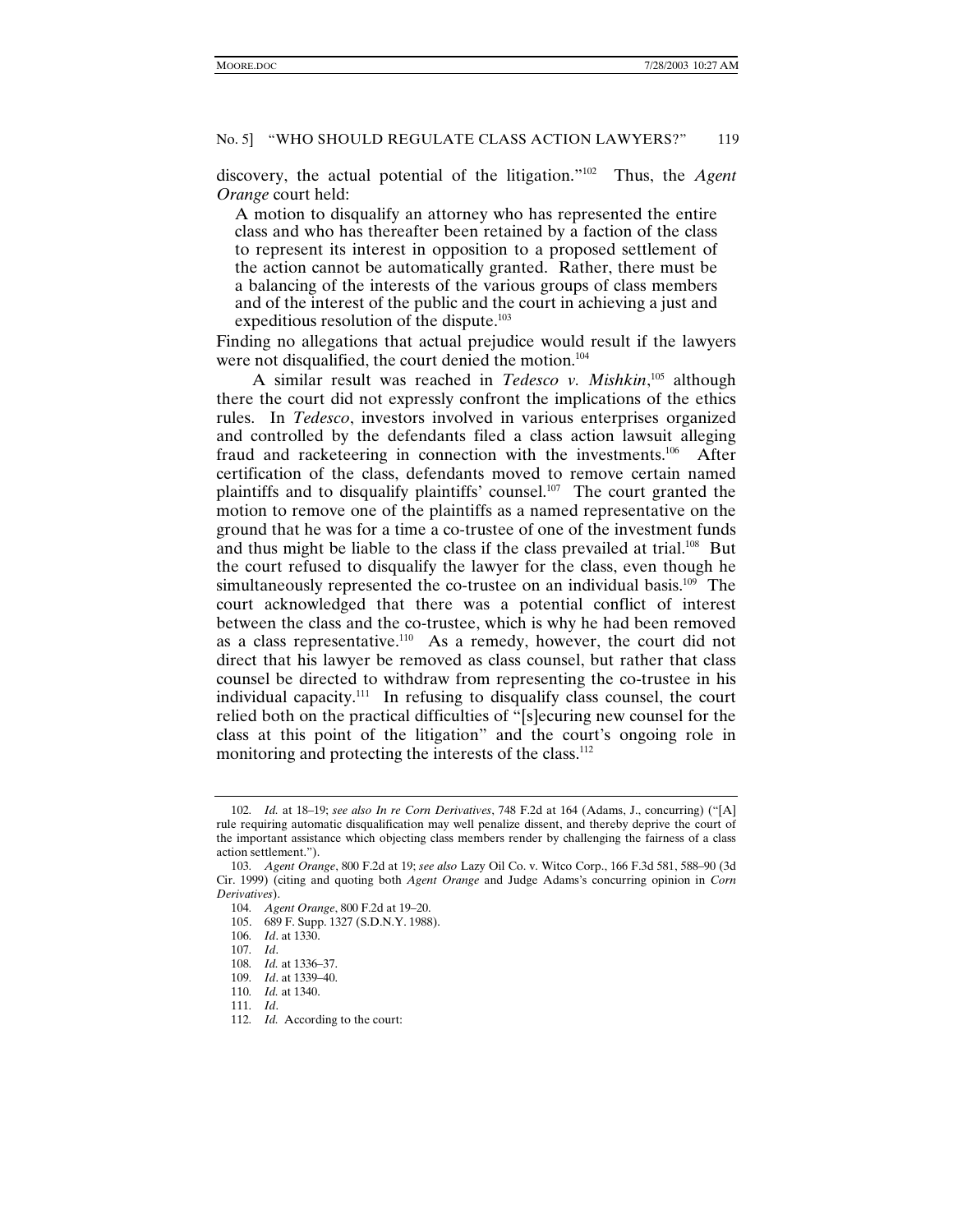discovery, the actual potential of the litigation."[102] Thus, the *Agent Orange* court held:

> A motion to disqualify an attorney who has represented the entire class and who has thereafter been retained by a faction of the class to represent its interest in opposition to a proposed settlement of the action cannot be automatically granted. Rather, there must be a balancing of the interests of the various groups of class members and of the interest of the public and the court in achieving a just and expeditious resolution of the dispute.[103]

Finding no allegations that actual prejudice would result if the lawyers were not disqualified, the court denied the motion.[104]

A similar result was reached in *Tedesco v. Mishkin*,[105] although there the court did not expressly confront the implications of the ethics rules. In *Tedesco*, investors involved in various enterprises organized and controlled by the defendants filed a class action lawsuit alleging fraud and racketeering in connection with the investments.[106] After certification of the class, defendants moved to remove certain named plaintiffs and to disqualify plaintiffs' counsel.[107] The court granted the motion to remove one of the plaintiffs as a named representative on the ground that he was for a time a co-trustee of one of the investment funds and thus might be liable to the class if the class prevailed at trial.[108] But the court refused to disqualify the lawyer for the class, even though he simultaneously represented the co-trustee on an individual basis.[109] The court acknowledged that there was a potential conflict of interest between the class and the co-trustee, which is why he had been removed as a class representative.[110] As a remedy, however, the court did not direct that his lawyer be removed as class counsel, but rather that class counsel be directed to withdraw from representing the co-trustee in his individual capacity.[111] In refusing to disqualify class counsel, the court relied both on the practical difficulties of "[s]ecuring new counsel for the class at this point of the litigation" and the court's ongoing role in monitoring and protecting the interests of the class.[112]

---

102. *Id.* at 18–19; *see also In re Corn Derivatives*, 748 F.2d at 164 (Adams, J., concurring) ("[A] rule requiring automatic disqualification may well penalize dissent, and thereby deprive the court of the important assistance which objecting class members render by challenging the fairness of a class action settlement.").

103. *Agent Orange*, 800 F.2d at 19; *see also* Lazy Oil Co. v. Witco Corp., 166 F.3d 581, 588–90 (3d Cir. 1999) (citing and quoting both *Agent Orange* and Judge Adams's concurring opinion in *Corn Derivatives*).

104. *Agent Orange*, 800 F.2d at 19–20.

105. 689 F. Supp. 1327 (S.D.N.Y. 1988).

106. *Id*. at 1330.

107. *Id*.

108. *Id.* at 1336–37.

109. *Id*. at 1339–40.

110. *Id.* at 1340.

111. *Id*.

112. *Id.* According to the court: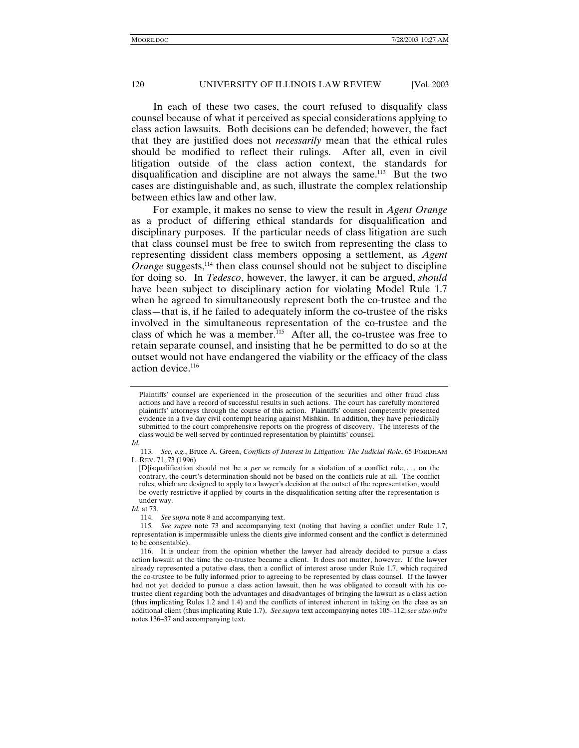In each of these two cases, the court refused to disqualify class counsel because of what it perceived as special considerations applying to class action lawsuits. Both decisions can be defended; however, the fact that they are justified does not *necessarily* mean that the ethical rules should be modified to reflect their rulings. After all, even in civil litigation outside of the class action context, the standards for disqualification and discipline are not always the same.[113] But the two cases are distinguishable and, as such, illustrate the complex relationship between ethics law and other law.

For example, it makes no sense to view the result in *Agent Orange* as a product of differing ethical standards for disqualification and disciplinary purposes. If the particular needs of class litigation are such that class counsel must be free to switch from representing the class to representing dissident class members opposing a settlement, as *Agent Orange* suggests,[114] then class counsel should not be subject to discipline for doing so. In *Tedesco*, however, the lawyer, it can be argued, *should* have been subject to disciplinary action for violating Model Rule 1.7 when he agreed to simultaneously represent both the co-trustee and the class—that is, if he failed to adequately inform the co-trustee of the risks involved in the simultaneous representation of the co-trustee and the class of which he was a member.[115] After all, the co-trustee was free to retain separate counsel, and insisting that he be permitted to do so at the outset would not have endangered the viability or the efficacy of the class action device.[116]

---

> Plaintiffs' counsel are experienced in the prosecution of the securities and other fraud class actions and have a record of successful results in such actions. The court has carefully monitored plaintiffs' attorneys through the course of this action. Plaintiffs' counsel competently presented evidence in a five day civil contempt hearing against Mishkin. In addition, they have periodically submitted to the court comprehensive reports on the progress of discovery. The interests of the class would be well served by continued representation by plaintiffs' counsel.

*Id.*

113. *See, e.g.*, Bruce A. Green, *Conflicts of Interest in Litigation: The Judicial Role*, 65 FORDHAM L. REV. 71, 73 (1996)

> [D]isqualification should not be a *per se* remedy for a violation of a conflict rule, . . . on the contrary, the court's determination should not be based on the conflicts rule at all. The conflict rules, which are designed to apply to a lawyer's decision at the outset of the representation, would be overly restrictive if applied by courts in the disqualification setting after the representation is under way.

*Id.* at 73.

114. *See supra* note 8 and accompanying text.

115. *See supra* note 73 and accompanying text (noting that having a conflict under Rule 1.7, representation is impermissible unless the clients give informed consent and the conflict is determined to be consentable).

116. It is unclear from the opinion whether the lawyer had already decided to pursue a class action lawsuit at the time the co-trustee became a client. It does not matter, however. If the lawyer already represented a putative class, then a conflict of interest arose under Rule 1.7, which required the co-trustee to be fully informed prior to agreeing to be represented by class counsel. If the lawyer had not yet decided to pursue a class action lawsuit, then he was obligated to consult with his co-trustee client regarding both the advantages and disadvantages of bringing the lawsuit as a class action (thus implicating Rules 1.2 and 1.4) and the conflicts of interest inherent in taking on the class as an additional client (thus implicating Rule 1.7). *See supra* text accompanying notes 105–112; *see also infra* notes 136–37 and accompanying text.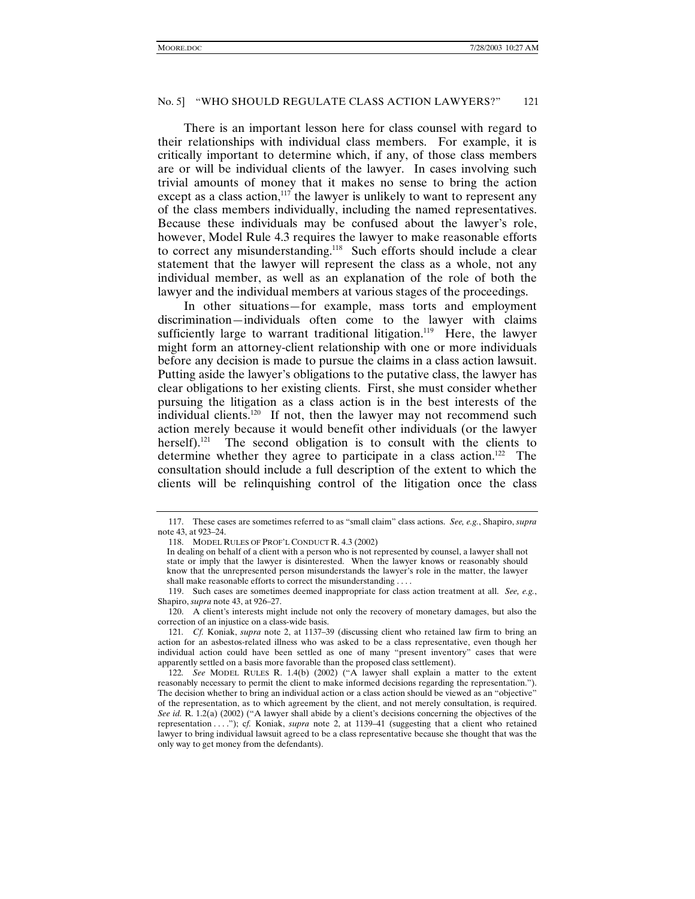There is an important lesson here for class counsel with regard to their relationships with individual class members. For example, it is critically important to determine which, if any, of those class members are or will be individual clients of the lawyer. In cases involving such trivial amounts of money that it makes no sense to bring the action except as a class action,[117] the lawyer is unlikely to want to represent any of the class members individually, including the named representatives. Because these individuals may be confused about the lawyer's role, however, Model Rule 4.3 requires the lawyer to make reasonable efforts to correct any misunderstanding.[118] Such efforts should include a clear statement that the lawyer will represent the class as a whole, not any individual member, as well as an explanation of the role of both the lawyer and the individual members at various stages of the proceedings.

In other situations—for example, mass torts and employment discrimination—individuals often come to the lawyer with claims sufficiently large to warrant traditional litigation.[119] Here, the lawyer might form an attorney-client relationship with one or more individuals before any decision is made to pursue the claims in a class action lawsuit. Putting aside the lawyer's obligations to the putative class, the lawyer has clear obligations to her existing clients. First, she must consider whether pursuing the litigation as a class action is in the best interests of the individual clients.[120] If not, then the lawyer may not recommend such action merely because it would benefit other individuals (or the lawyer herself).[121] The second obligation is to consult with the clients to determine whether they agree to participate in a class action.[122] The consultation should include a full description of the extent to which the clients will be relinquishing control of the litigation once the class

---

117. These cases are sometimes referred to as "small claim" class actions. *See, e.g.*, Shapiro, *supra* note 43, at 923–24.

118. MODEL RULES OF PROF'L CONDUCT R. 4.3 (2002)

> In dealing on behalf of a client with a person who is not represented by counsel, a lawyer shall not state or imply that the lawyer is disinterested. When the lawyer knows or reasonably should know that the unrepresented person misunderstands the lawyer's role in the matter, the lawyer shall make reasonable efforts to correct the misunderstanding . . . .

119. Such cases are sometimes deemed inappropriate for class action treatment at all. *See, e.g.*, Shapiro, *supra* note 43, at 926–27.

120. A client's interests might include not only the recovery of monetary damages, but also the correction of an injustice on a class-wide basis.

121. *Cf.* Koniak, *supra* note 2, at 1137–39 (discussing client who retained law firm to bring an action for an asbestos-related illness who was asked to be a class representative, even though her individual action could have been settled as one of many "present inventory" cases that were apparently settled on a basis more favorable than the proposed class settlement).

122. *See* MODEL RULES R. 1.4(b) (2002) ("A lawyer shall explain a matter to the extent reasonably necessary to permit the client to make informed decisions regarding the representation."). The decision whether to bring an individual action or a class action should be viewed as an "objective" of the representation, as to which agreement by the client, and not merely consultation, is required. *See id.* R. 1.2(a) (2002) ("A lawyer shall abide by a client's decisions concerning the objectives of the representation . . . ."); *cf.* Koniak, *supra* note 2, at 1139–41 (suggesting that a client who retained lawyer to bring individual lawsuit agreed to be a class representative because she thought that was the only way to get money from the defendants).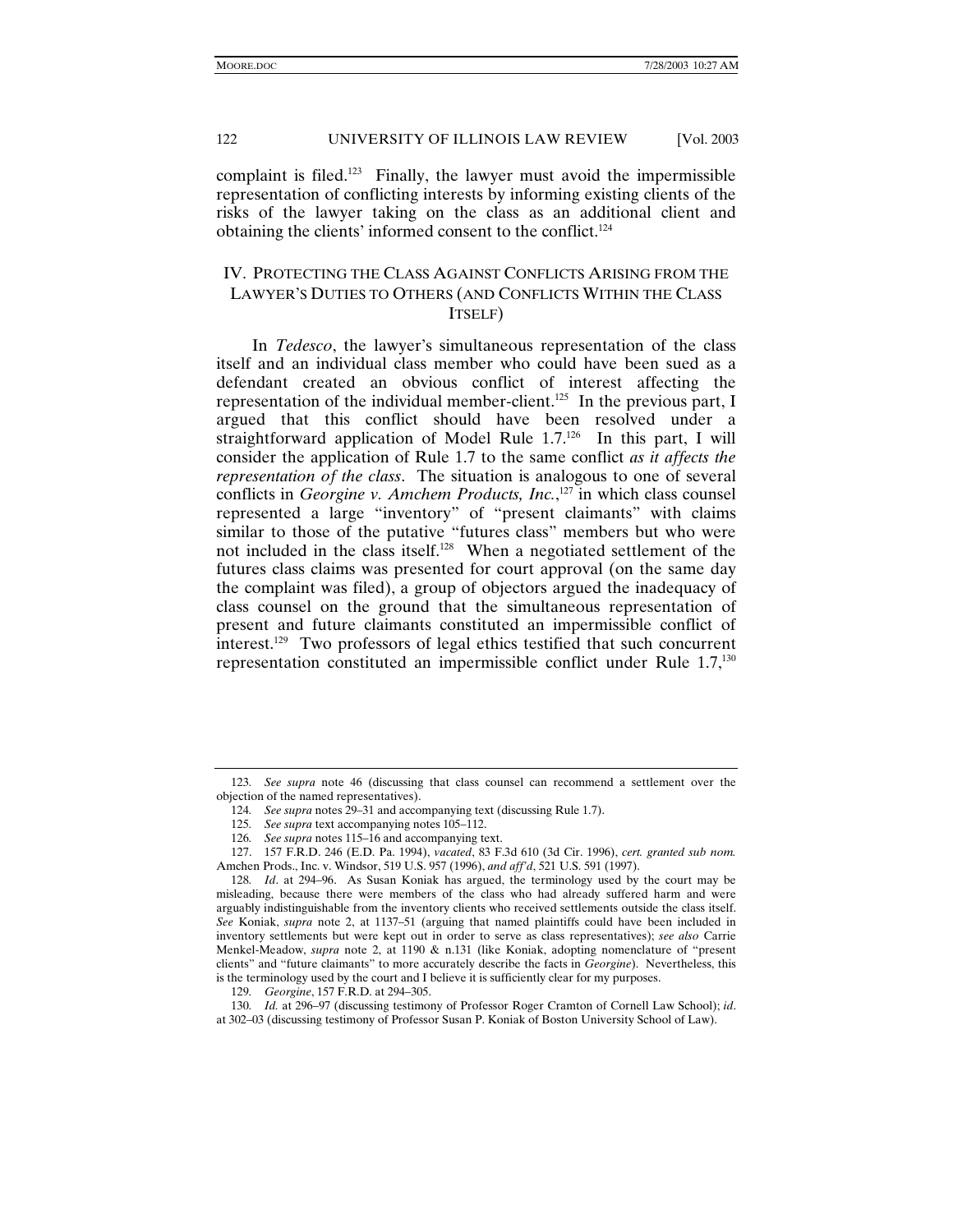complaint is filed.[123] Finally, the lawyer must avoid the impermissible representation of conflicting interests by informing existing clients of the risks of the lawyer taking on the class as an additional client and obtaining the clients' informed consent to the conflict.[124]

## IV. Protecting the Class Against Conflicts Arising from the Lawyer's Duties to Others (and Conflicts Within the Class Itself)

In *Tedesco*, the lawyer's simultaneous representation of the class itself and an individual class member who could have been sued as a defendant created an obvious conflict of interest affecting the representation of the individual member-client.[125] In the previous part, I argued that this conflict should have been resolved under a straightforward application of Model Rule 1.7.[126] In this part, I will consider the application of Rule 1.7 to the same conflict *as it affects the representation of the class*. The situation is analogous to one of several conflicts in *Georgine v. Amchem Products, Inc.*,[127] in which class counsel represented a large "inventory" of "present claimants" with claims similar to those of the putative "futures class" members but who were not included in the class itself.[128] When a negotiated settlement of the futures class claims was presented for court approval (on the same day the complaint was filed), a group of objectors argued the inadequacy of class counsel on the ground that the simultaneous representation of present and future claimants constituted an impermissible conflict of interest.[129] Two professors of legal ethics testified that such concurrent representation constituted an impermissible conflict under Rule 1.7,[130]

---

123. *See supra* note 46 (discussing that class counsel can recommend a settlement over the objection of the named representatives).

124. *See supra* notes 29–31 and accompanying text (discussing Rule 1.7).

125. *See supra* text accompanying notes 105–112.

126. *See supra* notes 115–16 and accompanying text.

127. 157 F.R.D. 246 (E.D. Pa. 1994), *vacated*, 83 F.3d 610 (3d Cir. 1996), *cert. granted sub nom.* Amchen Prods., Inc. v. Windsor, 519 U.S. 957 (1996), *and aff'd*, 521 U.S. 591 (1997).

128. *Id*. at 294–96. As Susan Koniak has argued, the terminology used by the court may be misleading, because there were members of the class who had already suffered harm and were arguably indistinguishable from the inventory clients who received settlements outside the class itself. *See* Koniak, *supra* note 2, at 1137–51 (arguing that named plaintiffs could have been included in inventory settlements but were kept out in order to serve as class representatives); *see also* Carrie Menkel-Meadow, *supra* note 2, at 1190 & n.131 (like Koniak, adopting nomenclature of "present clients" and "future claimants" to more accurately describe the facts in *Georgine*). Nevertheless, this is the terminology used by the court and I believe it is sufficiently clear for my purposes.

129. *Georgine*, 157 F.R.D. at 294–305.

130. *Id.* at 296–97 (discussing testimony of Professor Roger Cramton of Cornell Law School); *id*. at 302–03 (discussing testimony of Professor Susan P. Koniak of Boston University School of Law).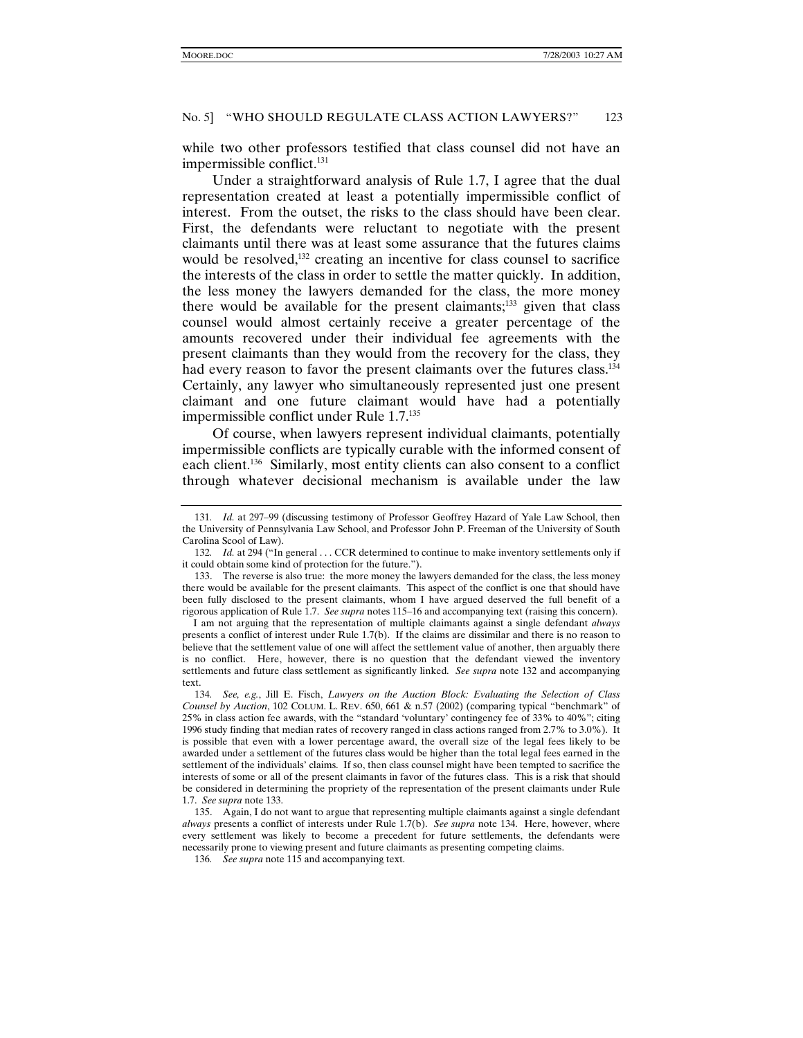while two other professors testified that class counsel did not have an impermissible conflict.[131]

Under a straightforward analysis of Rule 1.7, I agree that the dual representation created at least a potentially impermissible conflict of interest. From the outset, the risks to the class should have been clear. First, the defendants were reluctant to negotiate with the present claimants until there was at least some assurance that the futures claims would be resolved,[132] creating an incentive for class counsel to sacrifice the interests of the class in order to settle the matter quickly. In addition, the less money the lawyers demanded for the class, the more money there would be available for the present claimants;[133] given that class counsel would almost certainly receive a greater percentage of the amounts recovered under their individual fee agreements with the present claimants than they would from the recovery for the class, they had every reason to favor the present claimants over the futures class.[134] Certainly, any lawyer who simultaneously represented just one present claimant and one future claimant would have had a potentially impermissible conflict under Rule 1.7.[135]

Of course, when lawyers represent individual claimants, potentially impermissible conflicts are typically curable with the informed consent of each client.[136] Similarly, most entity clients can also consent to a conflict through whatever decisional mechanism is available under the law

---

131. *Id.* at 297–99 (discussing testimony of Professor Geoffrey Hazard of Yale Law School, then the University of Pennsylvania Law School, and Professor John P. Freeman of the University of South Carolina Scool of Law).

132. *Id.* at 294 ("In general . . . CCR determined to continue to make inventory settlements only if it could obtain some kind of protection for the future.").

133. The reverse is also true: the more money the lawyers demanded for the class, the less money there would be available for the present claimants. This aspect of the conflict is one that should have been fully disclosed to the present claimants, whom I have argued deserved the full benefit of a rigorous application of Rule 1.7. *See supra* notes 115–16 and accompanying text (raising this concern).

I am not arguing that the representation of multiple claimants against a single defendant *always* presents a conflict of interest under Rule 1.7(b). If the claims are dissimilar and there is no reason to believe that the settlement value of one will affect the settlement value of another, then arguably there is no conflict. Here, however, there is no question that the defendant viewed the inventory settlements and future class settlement as significantly linked. *See supra* note 132 and accompanying text.

134. *See, e.g.*, Jill E. Fisch, *Lawyers on the Auction Block: Evaluating the Selection of Class Counsel by Auction*, 102 COLUM. L. REV. 650, 661 & n.57 (2002) (comparing typical "benchmark" of 25% in class action fee awards, with the "standard 'voluntary' contingency fee of 33% to 40%"; citing 1996 study finding that median rates of recovery ranged in class actions ranged from 2.7% to 3.0%). It is possible that even with a lower percentage award, the overall size of the legal fees likely to be awarded under a settlement of the futures class would be higher than the total legal fees earned in the settlement of the individuals' claims. If so, then class counsel might have been tempted to sacrifice the interests of some or all of the present claimants in favor of the futures class. This is a risk that should be considered in determining the propriety of the representation of the present claimants under Rule 1.7. *See supra* note 133.

135. Again, I do not want to argue that representing multiple claimants against a single defendant *always* presents a conflict of interests under Rule 1.7(b). *See supra* note 134. Here, however, where every settlement was likely to become a precedent for future settlements, the defendants were necessarily prone to viewing present and future claimants as presenting competing claims.

136. *See supra* note 115 and accompanying text.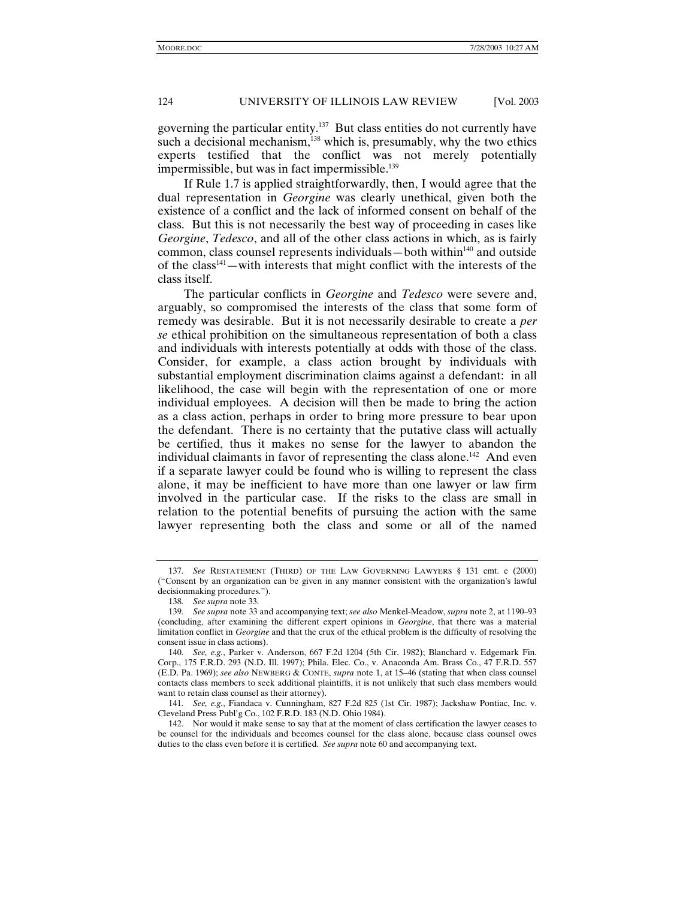governing the particular entity.[137] But class entities do not currently have such a decisional mechanism,[138] which is, presumably, why the two ethics experts testified that the conflict was not merely potentially impermissible, but was in fact impermissible.[139]

If Rule 1.7 is applied straightforwardly, then, I would agree that the dual representation in *Georgine* was clearly unethical, given both the existence of a conflict and the lack of informed consent on behalf of the class. But this is not necessarily the best way of proceeding in cases like *Georgine*, *Tedesco*, and all of the other class actions in which, as is fairly common, class counsel represents individuals—both within[140] and outside of the class[141]—with interests that might conflict with the interests of the class itself.

The particular conflicts in *Georgine* and *Tedesco* were severe and, arguably, so compromised the interests of the class that some form of remedy was desirable. But it is not necessarily desirable to create a *per se* ethical prohibition on the simultaneous representation of both a class and individuals with interests potentially at odds with those of the class. Consider, for example, a class action brought by individuals with substantial employment discrimination claims against a defendant: in all likelihood, the case will begin with the representation of one or more individual employees. A decision will then be made to bring the action as a class action, perhaps in order to bring more pressure to bear upon the defendant. There is no certainty that the putative class will actually be certified, thus it makes no sense for the lawyer to abandon the individual claimants in favor of representing the class alone.[142] And even if a separate lawyer could be found who is willing to represent the class alone, it may be inefficient to have more than one lawyer or law firm involved in the particular case. If the risks to the class are small in relation to the potential benefits of pursuing the action with the same lawyer representing both the class and some or all of the named

137. *See* RESTATEMENT (THIRD) OF THE LAW GOVERNING LAWYERS § 131 cmt. e (2000) ("Consent by an organization can be given in any manner consistent with the organization's lawful decisionmaking procedures.").

138. *See supra* note 33.

139. *See supra* note 33 and accompanying text; *see also* Menkel-Meadow, *supra* note 2, at 1190–93 (concluding, after examining the different expert opinions in *Georgine*, that there was a material limitation conflict in *Georgine* and that the crux of the ethical problem is the difficulty of resolving the consent issue in class actions).

140. *See, e.g.*, Parker v. Anderson, 667 F.2d 1204 (5th Cir. 1982); Blanchard v. Edgemark Fin. Corp., 175 F.R.D. 293 (N.D. Ill. 1997); Phila. Elec. Co., v. Anaconda Am. Brass Co., 47 F.R.D. 557 (E.D. Pa. 1969); *see also* NEWBERG & CONTE, *supra* note 1, at 15–46 (stating that when class counsel contacts class members to seek additional plaintiffs, it is not unlikely that such class members would want to retain class counsel as their attorney).

141. *See, e.g.*, Fiandaca v. Cunningham, 827 F.2d 825 (1st Cir. 1987); Jackshaw Pontiac, Inc. v. Cleveland Press Publ'g Co., 102 F.R.D. 183 (N.D. Ohio 1984).

142. Nor would it make sense to say that at the moment of class certification the lawyer ceases to be counsel for the individuals and becomes counsel for the class alone, because class counsel owes duties to the class even before it is certified. *See supra* note 60 and accompanying text.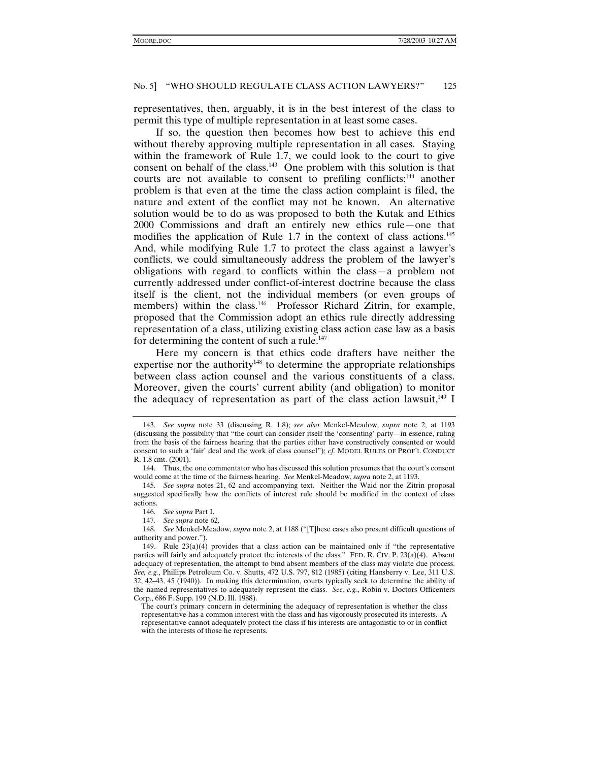representatives, then, arguably, it is in the best interest of the class to permit this type of multiple representation in at least some cases.

If so, the question then becomes how best to achieve this end without thereby approving multiple representation in all cases. Staying within the framework of Rule 1.7, we could look to the court to give consent on behalf of the class.[143] One problem with this solution is that courts are not available to consent to prefiling conflicts;[144] another problem is that even at the time the class action complaint is filed, the nature and extent of the conflict may not be known. An alternative solution would be to do as was proposed to both the Kutak and Ethics 2000 Commissions and draft an entirely new ethics rule—one that modifies the application of Rule 1.7 in the context of class actions.[145] And, while modifying Rule 1.7 to protect the class against a lawyer's conflicts, we could simultaneously address the problem of the lawyer's obligations with regard to conflicts within the class—a problem not currently addressed under conflict-of-interest doctrine because the class itself is the client, not the individual members (or even groups of members) within the class.[146] Professor Richard Zitrin, for example, proposed that the Commission adopt an ethics rule directly addressing representation of a class, utilizing existing class action case law as a basis for determining the content of such a rule.[147]

Here my concern is that ethics code drafters have neither the expertise nor the authority[148] to determine the appropriate relationships between class action counsel and the various constituents of a class. Moreover, given the courts' current ability (and obligation) to monitor the adequacy of representation as part of the class action lawsuit,[149] I

---

143. *See supra* note 33 (discussing R. 1.8); *see also* Menkel-Meadow, *supra* note 2, at 1193 (discussing the possibility that "the court can consider itself the 'consenting' party—in essence, ruling from the basis of the fairness hearing that the parties either have constructively consented or would consent to such a 'fair' deal and the work of class counsel"); *cf.* MODEL RULES OF PROF'L CONDUCT R. 1.8 cmt. (2001).

144. Thus, the one commentator who has discussed this solution presumes that the court's consent would come at the time of the fairness hearing. *See* Menkel-Meadow, *supra* note 2, at 1193.

145. *See supra* notes 21, 62 and accompanying text. Neither the Waid nor the Zitrin proposal suggested specifically how the conflicts of interest rule should be modified in the context of class actions.

146. *See supra* Part I.

147. *See supra* note 62.

148. *See* Menkel-Meadow, *supra* note 2, at 1188 ("[T]hese cases also present difficult questions of authority and power.").

149. Rule 23(a)(4) provides that a class action can be maintained only if "the representative parties will fairly and adequately protect the interests of the class." FED. R. CIV. P. 23(a)(4). Absent adequacy of representation, the attempt to bind absent members of the class may violate due process. *See, e.g.*, Phillips Petroleum Co. v. Shutts, 472 U.S. 797, 812 (1985) (citing Hansberry v. Lee, 311 U.S. 32, 42–43, 45 (1940)). In making this determination, courts typically seek to determine the ability of the named representatives to adequately represent the class. *See, e.g.*, Robin v. Doctors Officenters Corp., 686 F. Supp. 199 (N.D. Ill. 1988).

> The court's primary concern in determining the adequacy of representation is whether the class representative has a common interest with the class and has vigorously prosecuted its interests. A representative cannot adequately protect the class if his interests are antagonistic to or in conflict with the interests of those he represents.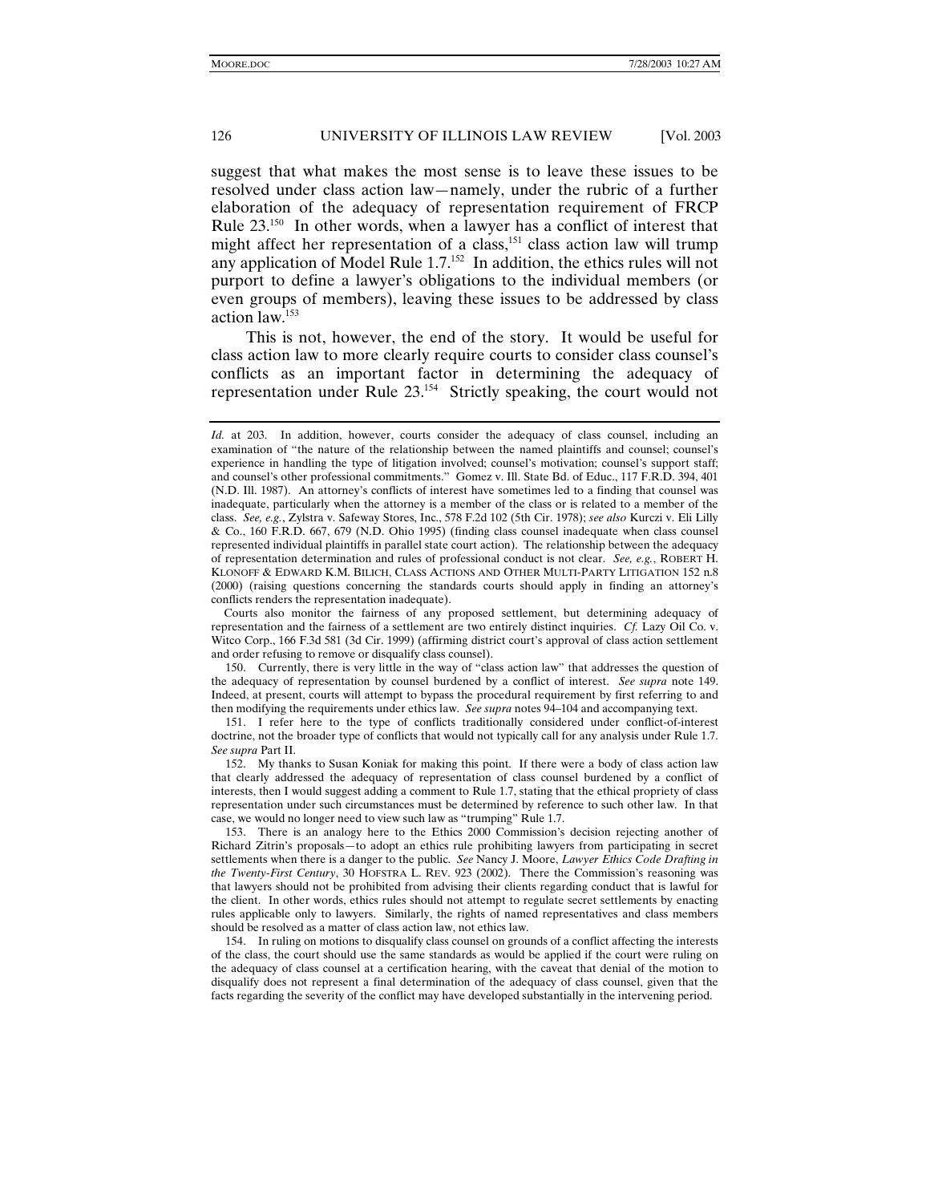suggest that what makes the most sense is to leave these issues to be resolved under class action law—namely, under the rubric of a further elaboration of the adequacy of representation requirement of FRCP Rule 23.[150] In other words, when a lawyer has a conflict of interest that might affect her representation of a class,[151] class action law will trump any application of Model Rule 1.7.[152] In addition, the ethics rules will not purport to define a lawyer's obligations to the individual members (or even groups of members), leaving these issues to be addressed by class action law.[153]

This is not, however, the end of the story. It would be useful for class action law to more clearly require courts to consider class counsel's conflicts as an important factor in determining the adequacy of representation under Rule 23.[154] Strictly speaking, the court would not

---

*Id.* at 203. In addition, however, courts consider the adequacy of class counsel, including an examination of "the nature of the relationship between the named plaintiffs and counsel; counsel's experience in handling the type of litigation involved; counsel's motivation; counsel's support staff; and counsel's other professional commitments." Gomez v. Ill. State Bd. of Educ., 117 F.R.D. 394, 401 (N.D. Ill. 1987). An attorney's conflicts of interest have sometimes led to a finding that counsel was inadequate, particularly when the attorney is a member of the class or is related to a member of the class. *See, e.g.*, Zylstra v. Safeway Stores, Inc., 578 F.2d 102 (5th Cir. 1978); *see also* Kurczi v. Eli Lilly & Co., 160 F.R.D. 667, 679 (N.D. Ohio 1995) (finding class counsel inadequate when class counsel represented individual plaintiffs in parallel state court action). The relationship between the adequacy of representation determination and rules of professional conduct is not clear. *See, e.g.*, ROBERT H. KLONOFF & EDWARD K.M. BILICH, CLASS ACTIONS AND OTHER MULTI-PARTY LITIGATION 152 n.8 (2000) (raising questions concerning the standards courts should apply in finding an attorney's conflicts renders the representation inadequate).

Courts also monitor the fairness of any proposed settlement, but determining adequacy of representation and the fairness of a settlement are two entirely distinct inquiries. *Cf.* Lazy Oil Co. v. Witco Corp., 166 F.3d 581 (3d Cir. 1999) (affirming district court's approval of class action settlement and order refusing to remove or disqualify class counsel).

150. Currently, there is very little in the way of "class action law" that addresses the question of the adequacy of representation by counsel burdened by a conflict of interest. *See supra* note 149. Indeed, at present, courts will attempt to bypass the procedural requirement by first referring to and then modifying the requirements under ethics law. *See supra* notes 94–104 and accompanying text.

151. I refer here to the type of conflicts traditionally considered under conflict-of-interest doctrine, not the broader type of conflicts that would not typically call for any analysis under Rule 1.7. *See supra* Part II.

152. My thanks to Susan Koniak for making this point. If there were a body of class action law that clearly addressed the adequacy of representation of class counsel burdened by a conflict of interests, then I would suggest adding a comment to Rule 1.7, stating that the ethical propriety of class representation under such circumstances must be determined by reference to such other law. In that case, we would no longer need to view such law as "trumping" Rule 1.7.

153. There is an analogy here to the Ethics 2000 Commission's decision rejecting another of Richard Zitrin's proposals—to adopt an ethics rule prohibiting lawyers from participating in secret settlements when there is a danger to the public. *See* Nancy J. Moore, *Lawyer Ethics Code Drafting in the Twenty-First Century*, 30 HOFSTRA L. REV. 923 (2002). There the Commission's reasoning was that lawyers should not be prohibited from advising their clients regarding conduct that is lawful for the client. In other words, ethics rules should not attempt to regulate secret settlements by enacting rules applicable only to lawyers. Similarly, the rights of named representatives and class members should be resolved as a matter of class action law, not ethics law.

154. In ruling on motions to disqualify class counsel on grounds of a conflict affecting the interests of the class, the court should use the same standards as would be applied if the court were ruling on the adequacy of class counsel at a certification hearing, with the caveat that denial of the motion to disqualify does not represent a final determination of the adequacy of class counsel, given that the facts regarding the severity of the conflict may have developed substantially in the intervening period.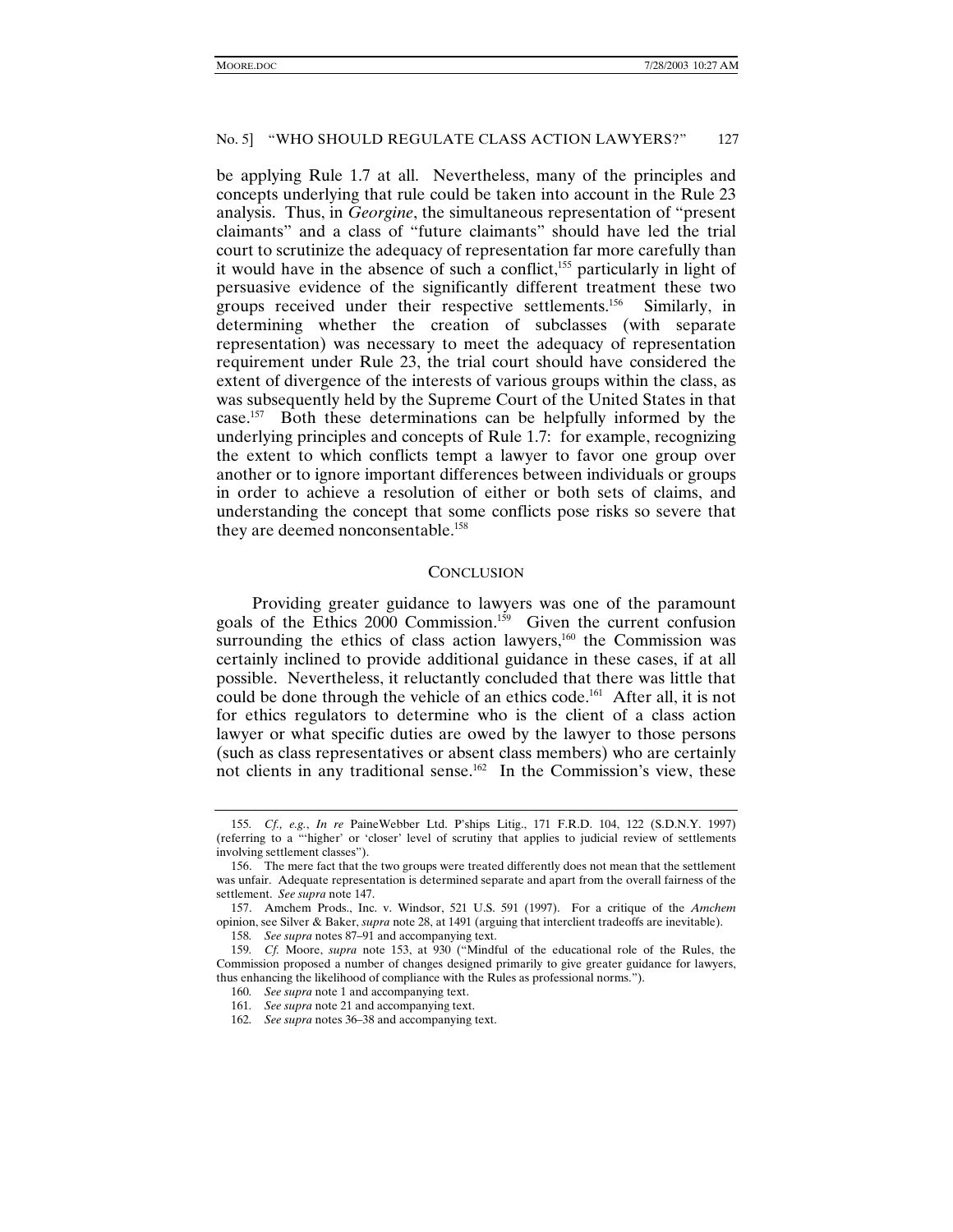be applying Rule 1.7 at all. Nevertheless, many of the principles and concepts underlying that rule could be taken into account in the Rule 23 analysis. Thus, in *Georgine*, the simultaneous representation of "present claimants" and a class of "future claimants" should have led the trial court to scrutinize the adequacy of representation far more carefully than it would have in the absence of such a conflict,[155] particularly in light of persuasive evidence of the significantly different treatment these two groups received under their respective settlements.[156] Similarly, in determining whether the creation of subclasses (with separate representation) was necessary to meet the adequacy of representation requirement under Rule 23, the trial court should have considered the extent of divergence of the interests of various groups within the class, as was subsequently held by the Supreme Court of the United States in that case.[157] Both these determinations can be helpfully informed by the underlying principles and concepts of Rule 1.7: for example, recognizing the extent to which conflicts tempt a lawyer to favor one group over another or to ignore important differences between individuals or groups in order to achieve a resolution of either or both sets of claims, and understanding the concept that some conflicts pose risks so severe that they are deemed nonconsentable.[158]

## CONCLUSION

Providing greater guidance to lawyers was one of the paramount goals of the Ethics 2000 Commission.[159] Given the current confusion surrounding the ethics of class action lawyers,[160] the Commission was certainly inclined to provide additional guidance in these cases, if at all possible. Nevertheless, it reluctantly concluded that there was little that could be done through the vehicle of an ethics code.[161] After all, it is not for ethics regulators to determine who is the client of a class action lawyer or what specific duties are owed by the lawyer to those persons (such as class representatives or absent class members) who are certainly not clients in any traditional sense.[162] In the Commission's view, these

---

155. *Cf., e.g.*, *In re* PaineWebber Ltd. P'ships Litig., 171 F.R.D. 104, 122 (S.D.N.Y. 1997) (referring to a "'higher' or 'closer' level of scrutiny that applies to judicial review of settlements involving settlement classes").

156. The mere fact that the two groups were treated differently does not mean that the settlement was unfair. Adequate representation is determined separate and apart from the overall fairness of the settlement. *See supra* note 147.

157. Amchem Prods., Inc. v. Windsor, 521 U.S. 591 (1997). For a critique of the *Amchem* opinion, see Silver & Baker, *supra* note 28, at 1491 (arguing that interclient tradeoffs are inevitable).

158. *See supra* notes 87–91 and accompanying text.

159. *Cf.* Moore, *supra* note 153, at 930 ("Mindful of the educational role of the Rules, the Commission proposed a number of changes designed primarily to give greater guidance for lawyers, thus enhancing the likelihood of compliance with the Rules as professional norms.").

160. *See supra* note 1 and accompanying text.

161. *See supra* note 21 and accompanying text.

162. *See supra* notes 36–38 and accompanying text.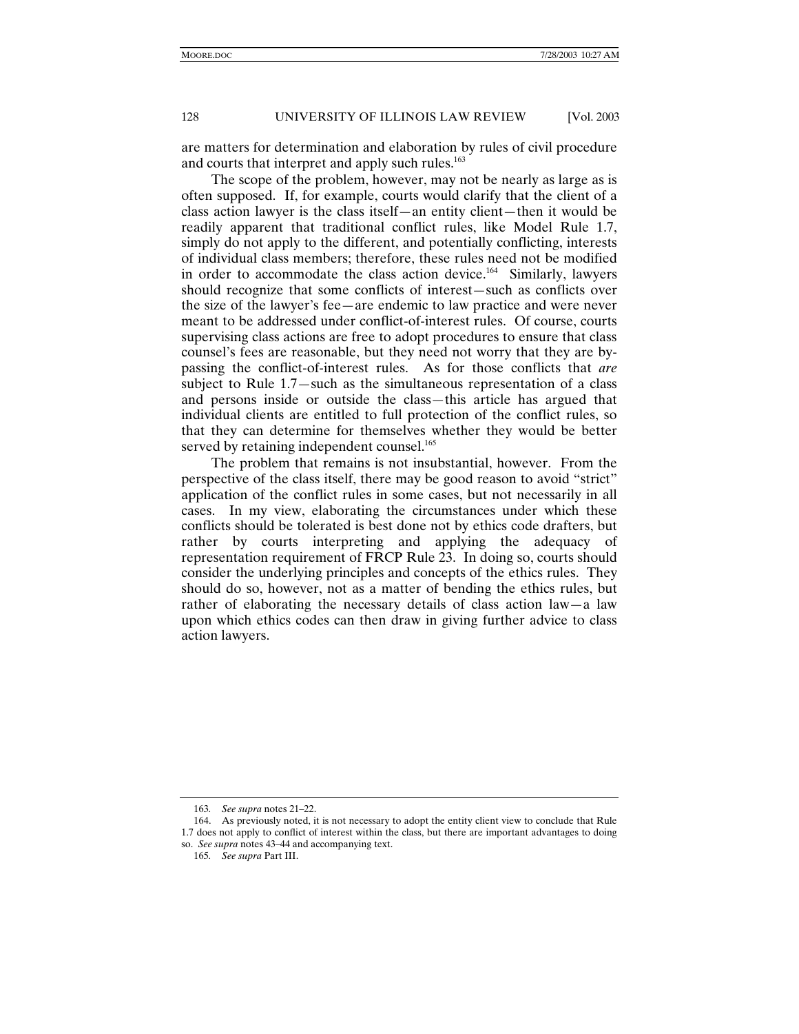are matters for determination and elaboration by rules of civil procedure and courts that interpret and apply such rules.[163]

The scope of the problem, however, may not be nearly as large as is often supposed. If, for example, courts would clarify that the client of a class action lawyer is the class itself—an entity client—then it would be readily apparent that traditional conflict rules, like Model Rule 1.7, simply do not apply to the different, and potentially conflicting, interests of individual class members; therefore, these rules need not be modified in order to accommodate the class action device.[164] Similarly, lawyers should recognize that some conflicts of interest—such as conflicts over the size of the lawyer's fee—are endemic to law practice and were never meant to be addressed under conflict-of-interest rules. Of course, courts supervising class actions are free to adopt procedures to ensure that class counsel's fees are reasonable, but they need not worry that they are by-passing the conflict-of-interest rules. As for those conflicts that *are* subject to Rule 1.7—such as the simultaneous representation of a class and persons inside or outside the class—this article has argued that individual clients are entitled to full protection of the conflict rules, so that they can determine for themselves whether they would be better served by retaining independent counsel.[165]

The problem that remains is not insubstantial, however. From the perspective of the class itself, there may be good reason to avoid "strict" application of the conflict rules in some cases, but not necessarily in all cases. In my view, elaborating the circumstances under which these conflicts should be tolerated is best done not by ethics code drafters, but rather by courts interpreting and applying the adequacy of representation requirement of FRCP Rule 23. In doing so, courts should consider the underlying principles and concepts of the ethics rules. They should do so, however, not as a matter of bending the ethics rules, but rather of elaborating the necessary details of class action law—a law upon which ethics codes can then draw in giving further advice to class action lawyers.

---

163. *See supra* notes 21–22.

164. As previously noted, it is not necessary to adopt the entity client view to conclude that Rule 1.7 does not apply to conflict of interest within the class, but there are important advantages to doing so. *See supra* notes 43–44 and accompanying text.

165. *See supra* Part III.